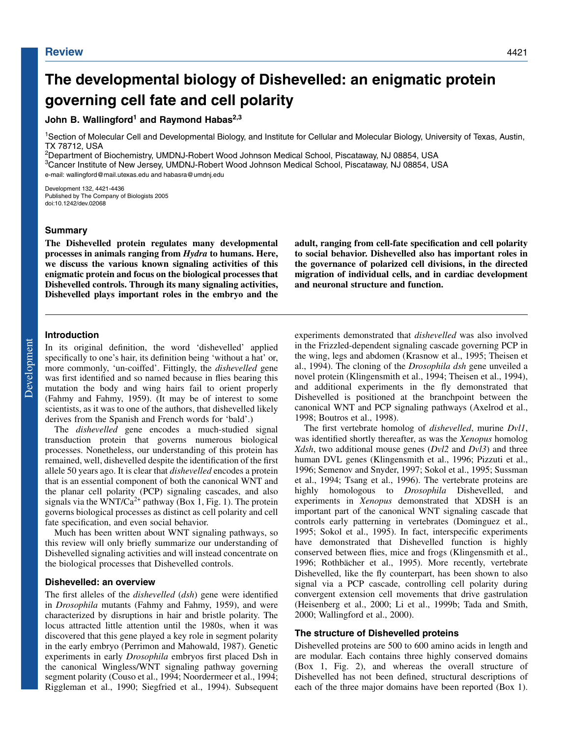# The developmental biology of Dishevelled: an enigmatic protein governing cell fate and cell polarity

**John B. Wallingford[1] and Raymond Habas[2,3]**

[1]Section of Molecular Cell and Developmental Biology, and Institute for Cellular and Molecular Biology, University of Texas, Austin, TX 78712, USA
[2]Department of Biochemistry, UMDNJ-Robert Wood Johnson Medical School, Piscataway, NJ 08854, USA
[3]Cancer Institute of New Jersey, UMDNJ-Robert Wood Johnson Medical School, Piscataway, NJ 08854, USA
e-mail: wallingford@mail.utexas.edu and habasra@umdnj.edu

Development 132, 4421-4436
Published by The Company of Biologists 2005
doi:10.1242/dev.02068

## Summary

**The Dishevelled protein regulates many developmental processes in animals ranging from *Hydra* to humans. Here, we discuss the various known signaling activities of this enigmatic protein and focus on the biological processes that Dishevelled controls. Through its many signaling activities, Dishevelled plays important roles in the embryo and the adult, ranging from cell-fate specification and cell polarity to social behavior. Dishevelled also has important roles in the governance of polarized cell divisions, in the directed migration of individual cells, and in cardiac development and neuronal structure and function.**

## Introduction

In its original definition, the word 'dishevelled' applied specifically to one's hair, its definition being 'without a hat' or, more commonly, 'un-coiffed'. Fittingly, the *dishevelled* gene was first identified and so named because in flies bearing this mutation the body and wing hairs fail to orient properly (Fahmy and Fahmy, 1959). (It may be of interest to some scientists, as it was to one of the authors, that dishevelled likely derives from the Spanish and French words for 'bald'.)

The *dishevelled* gene encodes a much-studied signal transduction protein that governs numerous biological processes. Nonetheless, our understanding of this protein has remained, well, dishevelled despite the identification of the first allele 50 years ago. It is clear that *dishevelled* encodes a protein that is an essential component of both the canonical WNT and the planar cell polarity (PCP) signaling cascades, and also signals via the WNT/$Ca^{2+}$ pathway (Box 1, Fig. 1). The protein governs biological processes as distinct as cell polarity and cell fate specification, and even social behavior.

Much has been written about WNT signaling pathways, so this review will only briefly summarize our understanding of Dishevelled signaling activities and will instead concentrate on the biological processes that Dishevelled controls.

## Dishevelled: an overview

The first alleles of the *dishevelled* (*dsh*) gene were identified in *Drosophila* mutants (Fahmy and Fahmy, 1959), and were characterized by disruptions in hair and bristle polarity. The locus attracted little attention until the 1980s, when it was discovered that this gene played a key role in segment polarity in the early embryo (Perrimon and Mahowald, 1987). Genetic experiments in early *Drosophila* embryos first placed Dsh in the canonical Wingless/WNT signaling pathway governing segment polarity (Couso et al., 1994; Noordermeer et al., 1994; Riggleman et al., 1990; Siegfried et al., 1994). Subsequent experiments demonstrated that *dishevelled* was also involved in the Frizzled-dependent signaling cascade governing PCP in the wing, legs and abdomen (Krasnow et al., 1995; Theisen et al., 1994). The cloning of the *Drosophila dsh* gene unveiled a novel protein (Klingensmith et al., 1994; Theisen et al., 1994), and additional experiments in the fly demonstrated that Dishevelled is positioned at the branchpoint between the canonical WNT and PCP signaling pathways (Axelrod et al., 1998; Boutros et al., 1998).

The first vertebrate homolog of *dishevelled*, murine *Dvl1*, was identified shortly thereafter, as was the *Xenopus* homolog *Xdsh*, two additional mouse genes (*Dvl2* and *Dvl3*) and three human DVL genes (Klingensmith et al., 1996; Pizzuti et al., 1996; Semenov and Snyder, 1997; Sokol et al., 1995; Sussman et al., 1994; Tsang et al., 1996). The vertebrate proteins are highly homologous to *Drosophila* Dishevelled, and experiments in *Xenopus* demonstrated that XDSH is an important part of the canonical WNT signaling cascade that controls early patterning in vertebrates (Dominguez et al., 1995; Sokol et al., 1995). In fact, interspecific experiments have demonstrated that Dishevelled function is highly conserved between flies, mice and frogs (Klingensmith et al., 1996; Rothbächer et al., 1995). More recently, vertebrate Dishevelled, like the fly counterpart, has been shown to also signal via a PCP cascade, controlling cell polarity during convergent extension cell movements that drive gastrulation (Heisenberg et al., 2000; Li et al., 1999b; Tada and Smith, 2000; Wallingford et al., 2000).

## The structure of Dishevelled proteins

Dishevelled proteins are 500 to 600 amino acids in length and are modular. Each contains three highly conserved domains (Box 1, Fig. 2), and whereas the overall structure of Dishevelled has not been defined, structural descriptions of each of the three major domains have been reported (Box 1).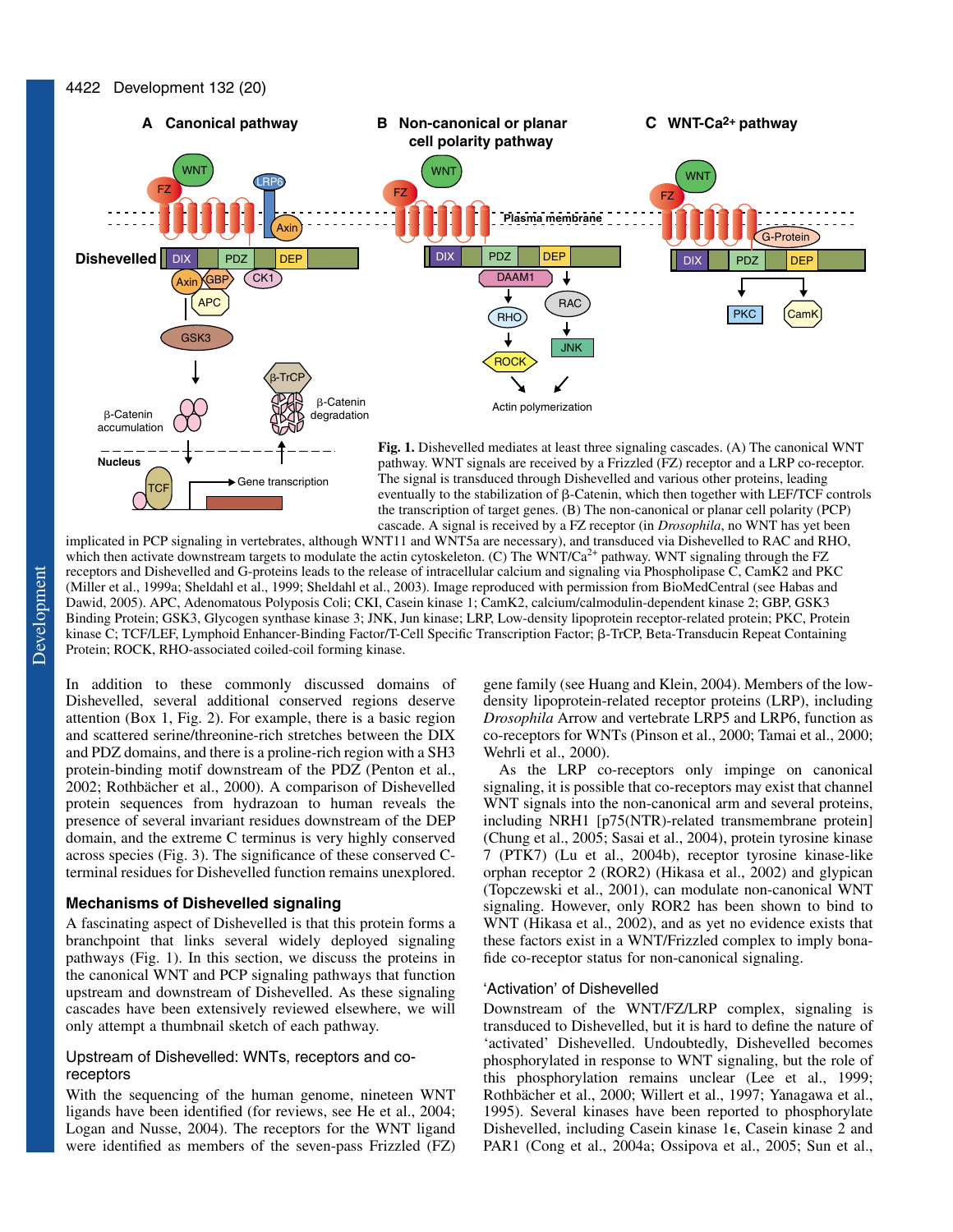**Fig. 1.** Dishevelled mediates at least three signaling cascades. (A) The canonical WNT pathway. WNT signals are received by a Frizzled (FZ) receptor and a LRP co-receptor. The signal is transduced through Dishevelled and various other proteins, leading eventually to the stabilization of β-Catenin, which then together with LEF/TCF controls the transcription of target genes. (B) The non-canonical or planar cell polarity (PCP) cascade. A signal is received by a FZ receptor (in *Drosophila*, no WNT has yet been implicated in PCP signaling in vertebrates, although WNT11 and WNT5a are necessary), and transduced via Dishevelled to RAC and RHO, which then activate downstream targets to modulate the actin cytoskeleton. (C) The WNT/$Ca^{2+}$ pathway. WNT signaling through the FZ receptors and Dishevelled and G-proteins leads to the release of intracellular calcium and signaling via Phospholipase C, CamK2 and PKC (Miller et al., 1999a; Sheldahl et al., 1999; Sheldahl et al., 2003). Image reproduced with permission from BioMedCentral (see Habas and Dawid, 2005). APC, Adenomatous Polyposis Coli; CKI, Casein kinase 1; CamK2, calcium/calmodulin-dependent kinase 2; GBP, GSK3 Binding Protein; GSK3, Glycogen synthase kinase 3; JNK, Jun kinase; LRP, Low-density lipoprotein receptor-related protein; PKC, Protein kinase C; TCF/LEF, Lymphoid Enhancer-Binding Factor/T-Cell Specific Transcription Factor; β-TrCP, Beta-Transducin Repeat Containing Protein; ROCK, RHO-associated coiled-coil forming kinase.

In addition to these commonly discussed domains of Dishevelled, several additional conserved regions deserve attention (Box 1, Fig. 2). For example, there is a basic region and scattered serine/threonine-rich stretches between the DIX and PDZ domains, and there is a proline-rich region with a SH3 protein-binding motif downstream of the PDZ (Penton et al., 2002; Rothbächer et al., 2000). A comparison of Dishevelled protein sequences from hydrazoan to human reveals the presence of several invariant residues downstream of the DEP domain, and the extreme C terminus is very highly conserved across species (Fig. 3). The significance of these conserved C-terminal residues for Dishevelled function remains unexplored.

## Mechanisms of Dishevelled signaling

A fascinating aspect of Dishevelled is that this protein forms a branchpoint that links several widely deployed signaling pathways (Fig. 1). In this section, we discuss the proteins in the canonical WNT and PCP signaling pathways that function upstream and downstream of Dishevelled. As these signaling cascades have been extensively reviewed elsewhere, we will only attempt a thumbnail sketch of each pathway.

### Upstream of Dishevelled: WNTs, receptors and co-receptors

With the sequencing of the human genome, nineteen WNT ligands have been identified (for reviews, see He et al., 2004; Logan and Nusse, 2004). The receptors for the WNT ligand were identified as members of the seven-pass Frizzled (FZ) gene family (see Huang and Klein, 2004). Members of the low-density lipoprotein-related receptor proteins (LRP), including *Drosophila* Arrow and vertebrate LRP5 and LRP6, function as co-receptors for WNTs (Pinson et al., 2000; Tamai et al., 2000; Wehrli et al., 2000).

As the LRP co-receptors only impinge on canonical signaling, it is possible that co-receptors may exist that channel WNT signals into the non-canonical arm and several proteins, including NRH1 [p75(NTR)-related transmembrane protein] (Chung et al., 2005; Sasai et al., 2004), protein tyrosine kinase 7 (PTK7) (Lu et al., 2004b), receptor tyrosine kinase-like orphan receptor 2 (ROR2) (Hikasa et al., 2002) and glypican (Topczewski et al., 2001), can modulate non-canonical WNT signaling. However, only ROR2 has been shown to bind to WNT (Hikasa et al., 2002), and as yet no evidence exists that these factors exist in a WNT/Frizzled complex to imply bona-fide co-receptor status for non-canonical signaling.

### 'Activation' of Dishevelled

Downstream of the WNT/FZ/LRP complex, signaling is transduced to Dishevelled, but it is hard to define the nature of 'activated' Dishevelled. Undoubtedly, Dishevelled becomes phosphorylated in response to WNT signaling, but the role of this phosphorylation remains unclear (Lee et al., 1999; Rothbächer et al., 2000; Willert et al., 1997; Yanagawa et al., 1995). Several kinases have been reported to phosphorylate Dishevelled, including Casein kinase 1ϵ, Casein kinase 2 and PAR1 (Cong et al., 2004a; Ossipova et al., 2005; Sun et al.,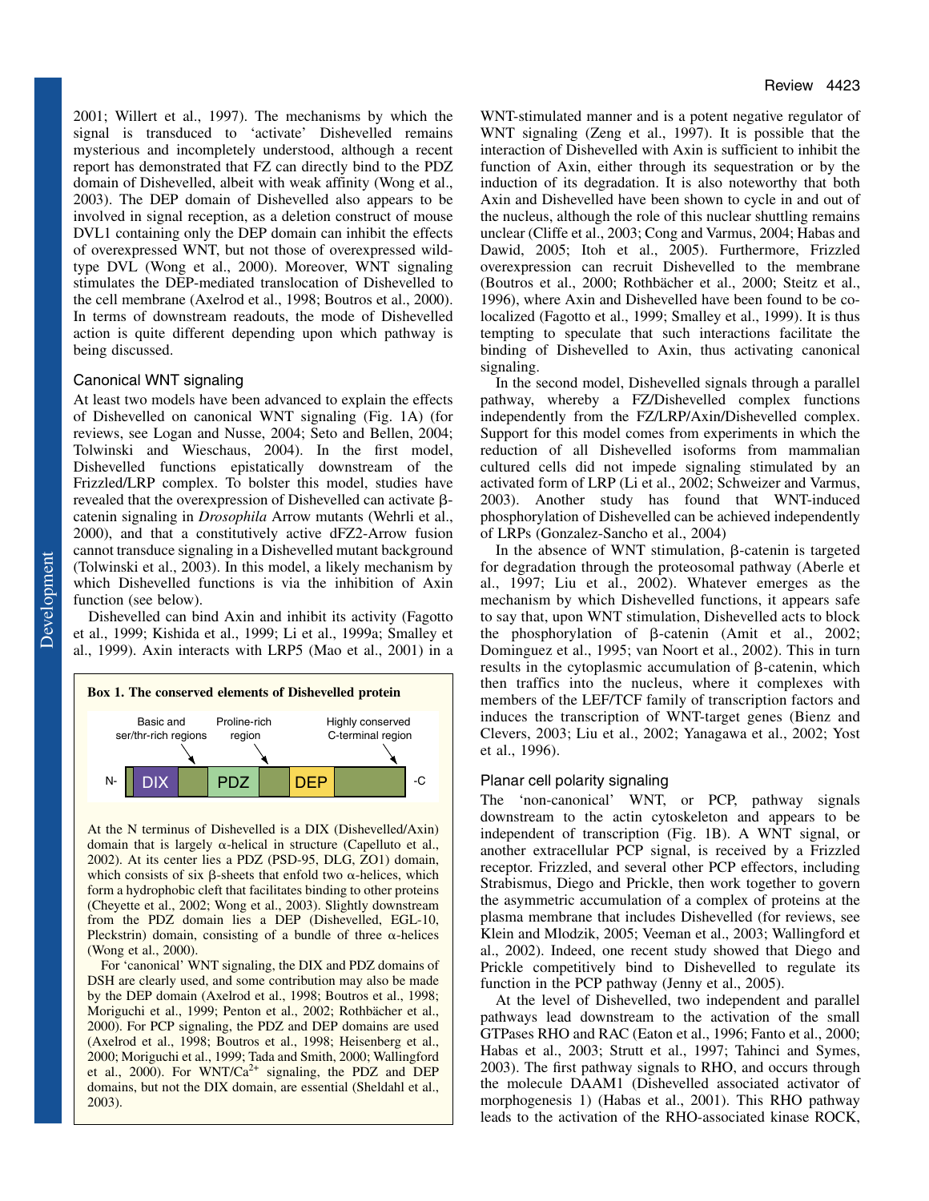2001; Willert et al., 1997). The mechanisms by which the signal is transduced to 'activate' Dishevelled remains mysterious and incompletely understood, although a recent report has demonstrated that FZ can directly bind to the PDZ domain of Dishevelled, albeit with weak affinity (Wong et al., 2003). The DEP domain of Dishevelled also appears to be involved in signal reception, as a deletion construct of mouse DVL1 containing only the DEP domain can inhibit the effects of overexpressed WNT, but not those of overexpressed wild-type DVL (Wong et al., 2000). Moreover, WNT signaling stimulates the DEP-mediated translocation of Dishevelled to the cell membrane (Axelrod et al., 1998; Boutros et al., 2000). In terms of downstream readouts, the mode of Dishevelled action is quite different depending upon which pathway is being discussed.

## Canonical WNT signaling

At least two models have been advanced to explain the effects of Dishevelled on canonical WNT signaling (Fig. 1A) (for reviews, see Logan and Nusse, 2004; Seto and Bellen, 2004; Tolwinski and Wieschaus, 2004). In the first model, Dishevelled functions epistatically downstream of the Frizzled/LRP complex. To bolster this model, studies have revealed that the overexpression of Dishevelled can activate β-catenin signaling in *Drosophila* Arrow mutants (Wehrli et al., 2000), and that a constitutively active dFZ2-Arrow fusion cannot transduce signaling in a Dishevelled mutant background (Tolwinski et al., 2003). In this model, a likely mechanism by which Dishevelled functions is via the inhibition of Axin function (see below).

Dishevelled can bind Axin and inhibit its activity (Fagotto et al., 1999; Kishida et al., 1999; Li et al., 1999a; Smalley et al., 1999). Axin interacts with LRP5 (Mao et al., 2001) in a WNT-stimulated manner and is a potent negative regulator of WNT signaling (Zeng et al., 1997). It is possible that the interaction of Dishevelled with Axin is sufficient to inhibit the function of Axin, either through its sequestration or by the induction of its degradation. It is also noteworthy that both Axin and Dishevelled have been shown to cycle in and out of the nucleus, although the role of this nuclear shuttling remains unclear (Cliffe et al., 2003; Cong and Varmus, 2004; Habas and Dawid, 2005; Itoh et al., 2005). Furthermore, Frizzled overexpression can recruit Dishevelled to the membrane (Boutros et al., 2000; Rothbächer et al., 2000; Steitz et al., 1996), where Axin and Dishevelled have been found to be co-localized (Fagotto et al., 1999; Smalley et al., 1999). It is thus tempting to speculate that such interactions facilitate the binding of Dishevelled to Axin, thus activating canonical signaling.

In the second model, Dishevelled signals through a parallel pathway, whereby a FZ/Dishevelled complex functions independently from the FZ/LRP/Axin/Dishevelled complex. Support for this model comes from experiments in which the reduction of all Dishevelled isoforms from mammalian cultured cells did not impede signaling stimulated by an activated form of LRP (Li et al., 2002; Schweizer and Varmus, 2003). Another study has found that WNT-induced phosphorylation of Dishevelled can be achieved independently of LRPs (Gonzalez-Sancho et al., 2004)

In the absence of WNT stimulation, β-catenin is targeted for degradation through the proteosomal pathway (Aberle et al., 1997; Liu et al., 2002). Whatever emerges as the mechanism by which Dishevelled functions, it appears safe to say that, upon WNT stimulation, Dishevelled acts to block the phosphorylation of β-catenin (Amit et al., 2002; Dominguez et al., 1995; van Noort et al., 2002). This in turn results in the cytoplasmic accumulation of β-catenin, which then traffics into the nucleus, where it complexes with members of the LEF/TCF family of transcription factors and induces the transcription of WNT-target genes (Bienz and Clevers, 2003; Liu et al., 2002; Yanagawa et al., 2002; Yost et al., 1996).

**Box 1. The conserved elements of Dishevelled protein**

N- | DIX | Basic and ser/thr-rich regions | PDZ | Proline-rich region | DEP | Highly conserved C-terminal region | -C

At the N terminus of Dishevelled is a DIX (Dishevelled/Axin) domain that is largely α-helical in structure (Capelluto et al., 2002). At its center lies a PDZ (PSD-95, DLG, ZO1) domain, which consists of six β-sheets that enfold two α-helices, which form a hydrophobic cleft that facilitates binding to other proteins (Cheyette et al., 2002; Wong et al., 2003). Slightly downstream from the PDZ domain lies a DEP (Dishevelled, EGL-10, Pleckstrin) domain, consisting of a bundle of three α-helices (Wong et al., 2000).

For 'canonical' WNT signaling, the DIX and PDZ domains of DSH are clearly used, and some contribution may also be made by the DEP domain (Axelrod et al., 1998; Boutros et al., 1998; Moriguchi et al., 1999; Penton et al., 2002; Rothbächer et al., 2000). For PCP signaling, the PDZ and DEP domains are used (Axelrod et al., 1998; Boutros et al., 1998; Heisenberg et al., 2000; Moriguchi et al., 1999; Tada and Smith, 2000; Wallingford et al., 2000). For WNT/$Ca^{2+}$ signaling, the PDZ and DEP domains, but not the DIX domain, are essential (Sheldahl et al., 2003).

## Planar cell polarity signaling

The 'non-canonical' WNT, or PCP, pathway signals downstream to the actin cytoskeleton and appears to be independent of transcription (Fig. 1B). A WNT signal, or another extracellular PCP signal, is received by a Frizzled receptor. Frizzled, and several other PCP effectors, including Strabismus, Diego and Prickle, then work together to govern the asymmetric accumulation of a complex of proteins at the plasma membrane that includes Dishevelled (for reviews, see Klein and Mlodzik, 2005; Veeman et al., 2003; Wallingford et al., 2002). Indeed, one recent study showed that Diego and Prickle competitively bind to Dishevelled to regulate its function in the PCP pathway (Jenny et al., 2005).

At the level of Dishevelled, two independent and parallel pathways lead downstream to the activation of the small GTPases RHO and RAC (Eaton et al., 1996; Fanto et al., 2000; Habas et al., 2003; Strutt et al., 1997; Tahinci and Symes, 2003). The first pathway signals to RHO, and occurs through the molecule DAAM1 (Dishevelled associated activator of morphogenesis 1) (Habas et al., 2001). This RHO pathway leads to the activation of the RHO-associated kinase ROCK,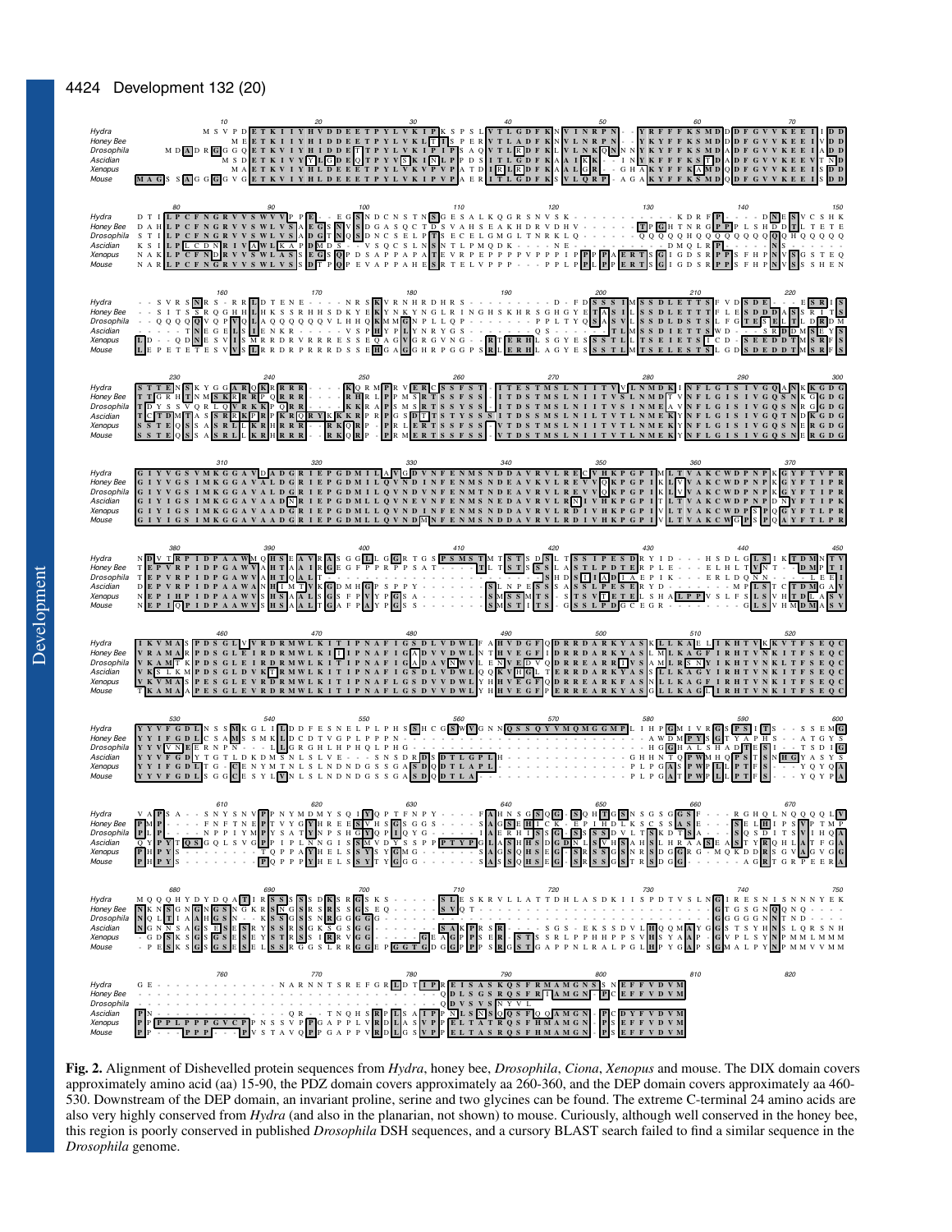**Fig. 2.** Alignment of Dishevelled protein sequences from *Hydra*, honey bee, *Drosophila*, *Ciona*, *Xenopus* and mouse. The DIX domain covers approximately amino acid (aa) 15-90, the PDZ domain covers approximately aa 260-360, and the DEP domain covers approximately aa 460-530. Downstream of the DEP domain, an invariant proline, serine and two glycines can be found. The extreme C-terminal 24 amino acids are also very highly conserved from *Hydra* (and also in the planarian, not shown) to mouse. Curiously, although well conserved in the honey bee, this region is poorly conserved in published *Drosophila* DSH sequences, and a cursory BLAST search failed to find a similar sequence in the *Drosophila* genome.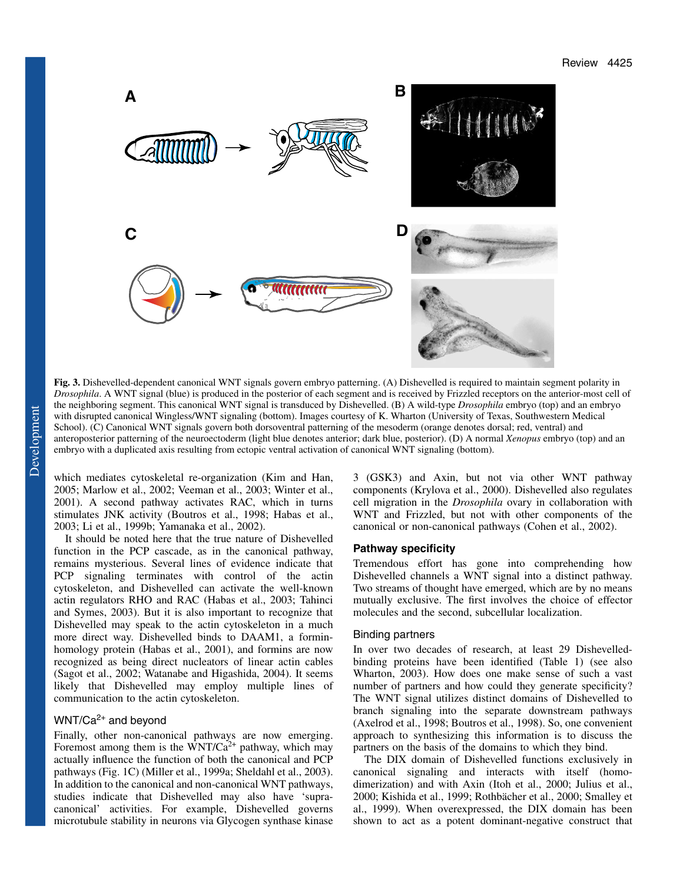**Fig. 3.** Dishevelled-dependent canonical WNT signals govern embryo patterning. (A) Dishevelled is required to maintain segment polarity in *Drosophila*. A WNT signal (blue) is produced in the posterior of each segment and is received by Frizzled receptors on the anterior-most cell of the neighboring segment. This canonical WNT signal is transduced by Dishevelled. (B) A wild-type *Drosophila* embryo (top) and an embryo with disrupted canonical Wingless/WNT signaling (bottom). Images courtesy of K. Wharton (University of Texas, Southwestern Medical School). (C) Canonical WNT signals govern both dorsoventral patterning of the mesoderm (orange denotes dorsal; red, ventral) and anteroposterior patterning of the neuroectoderm (light blue denotes anterior; dark blue, posterior). (D) A normal *Xenopus* embryo (top) and an embryo with a duplicated axis resulting from ectopic ventral activation of canonical WNT signaling (bottom).

which mediates cytoskeletal re-organization (Kim and Han, 2005; Marlow et al., 2002; Veeman et al., 2003; Winter et al., 2001). A second pathway activates RAC, which in turns stimulates JNK activity (Boutros et al., 1998; Habas et al., 2003; Li et al., 1999b; Yamanaka et al., 2002).

It should be noted here that the true nature of Dishevelled function in the PCP cascade, as in the canonical pathway, remains mysterious. Several lines of evidence indicate that PCP signaling terminates with control of the actin cytoskeleton, and Dishevelled can activate the well-known actin regulators RHO and RAC (Habas et al., 2003; Tahinci and Symes, 2003). But it is also important to recognize that Dishevelled may speak to the actin cytoskeleton in a much more direct way. Dishevelled binds to DAAM1, a formin-homology protein (Habas et al., 2001), and formins are now recognized as being direct nucleators of linear actin cables (Sagot et al., 2002; Watanabe and Higashida, 2004). It seems likely that Dishevelled may employ multiple lines of communication to the actin cytoskeleton.

### WNT/$Ca^{2+}$ and beyond

Finally, other non-canonical pathways are now emerging. Foremost among them is the WNT/$Ca^{2+}$ pathway, which may actually influence the function of both the canonical and PCP pathways (Fig. 1C) (Miller et al., 1999a; Sheldahl et al., 2003). In addition to the canonical and non-canonical WNT pathways, studies indicate that Dishevelled may also have 'supra-canonical' activities. For example, Dishevelled governs microtubule stability in neurons via Glycogen synthase kinase 3 (GSK3) and Axin, but not via other WNT pathway components (Krylova et al., 2000). Dishevelled also regulates cell migration in the *Drosophila* ovary in collaboration with WNT and Frizzled, but not with other components of the canonical or non-canonical pathways (Cohen et al., 2002).

## Pathway specificity

Tremendous effort has gone into comprehending how Dishevelled channels a WNT signal into a distinct pathway. Two streams of thought have emerged, which are by no means mutually exclusive. The first involves the choice of effector molecules and the second, subcellular localization.

### Binding partners

In over two decades of research, at least 29 Dishevelled-binding proteins have been identified (Table 1) (see also Wharton, 2003). How does one make sense of such a vast number of partners and how could they generate specificity? The WNT signal utilizes distinct domains of Dishevelled to branch signaling into the separate downstream pathways (Axelrod et al., 1998; Boutros et al., 1998). So, one convenient approach to synthesizing this information is to discuss the partners on the basis of the domains to which they bind.

The DIX domain of Dishevelled functions exclusively in canonical signaling and interacts with itself (homo-dimerization) and with Axin (Itoh et al., 2000; Julius et al., 2000; Kishida et al., 1999; Rothbächer et al., 2000; Smalley et al., 1999). When overexpressed, the DIX domain has been shown to act as a potent dominant-negative construct that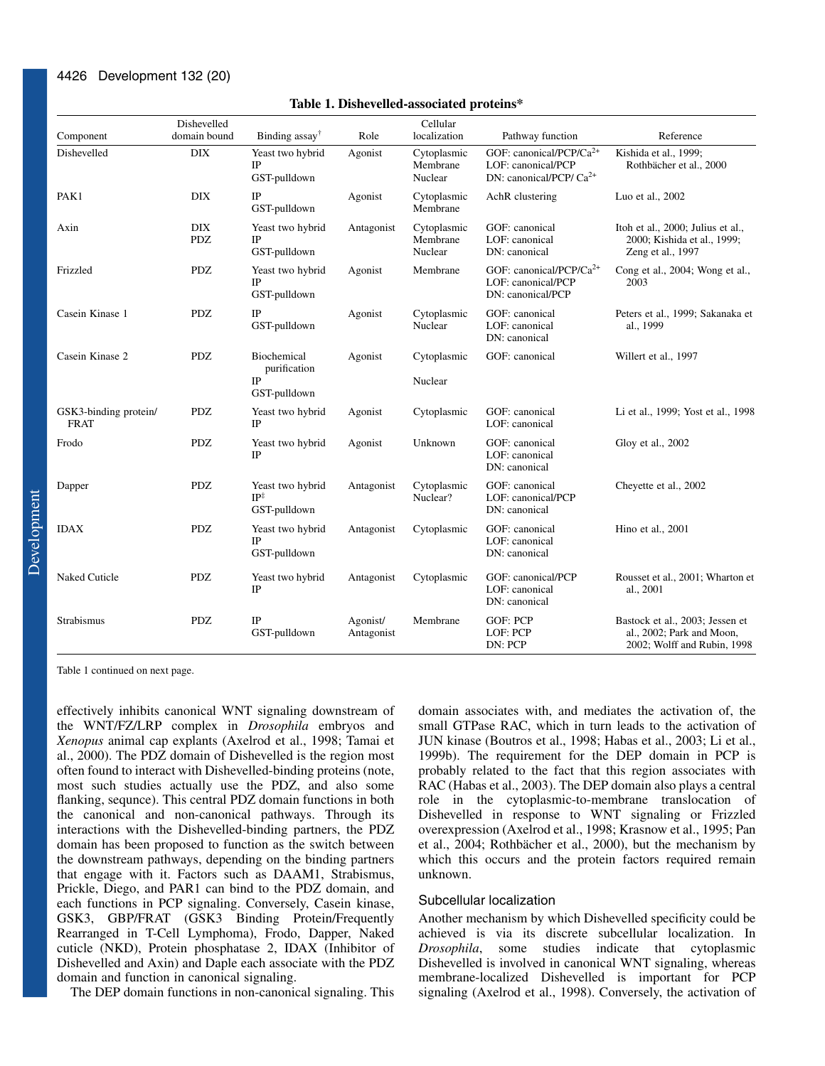**Table 1. Dishevelled-associated proteins***

| Component | Dishevelled domain bound | Binding assay† | Role | Cellular localization | Pathway function | Reference |
|---|---|---|---|---|---|---|
| Dishevelled | DIX | Yeast two hybrid<br>IP<br>GST-pulldown | Agonist | Cytoplasmic<br>Membrane<br>Nuclear | GOF: canonical/PCP/$Ca^{2+}$<br>LOF: canonical/PCP<br>DN: canonical/PCP/ $Ca^{2+}$ | Kishida et al., 1999; Rothbächer et al., 2000 |
| PAK1 | DIX | IP<br>GST-pulldown | Agonist | Cytoplasmic<br>Membrane | AchR clustering | Luo et al., 2002 |
| Axin | DIX<br>PDZ | Yeast two hybrid<br>IP<br>GST-pulldown | Antagonist | Cytoplasmic<br>Membrane<br>Nuclear | GOF: canonical<br>LOF: canonical<br>DN: canonical | Itoh et al., 2000; Julius et al., 2000; Kishida et al., 1999; Zeng et al., 1997 |
| Frizzled | PDZ | Yeast two hybrid<br>IP<br>GST-pulldown | Agonist | Membrane | GOF: canonical/PCP/$Ca^{2+}$<br>LOF: canonical/PCP<br>DN: canonical/PCP | Cong et al., 2004; Wong et al., 2003 |
| Casein Kinase 1 | PDZ | IP<br>GST-pulldown | Agonist | Cytoplasmic<br>Nuclear | GOF: canonical<br>LOF: canonical<br>DN: canonical | Peters et al., 1999; Sakanaka et al., 1999 |
| Casein Kinase 2 | PDZ | Biochemical purification<br>IP<br>GST-pulldown | Agonist | Cytoplasmic<br>Nuclear | GOF: canonical | Willert et al., 1997 |
| GSK3-binding protein/ FRAT | PDZ | Yeast two hybrid<br>IP | Agonist | Cytoplasmic | GOF: canonical<br>LOF: canonical | Li et al., 1999; Yost et al., 1998 |
| Frodo | PDZ | Yeast two hybrid<br>IP | Agonist | Unknown | GOF: canonical<br>LOF: canonical<br>DN: canonical | Gloy et al., 2002 |
| Dapper | PDZ | Yeast two hybrid<br>IP‡<br>GST-pulldown | Antagonist | Cytoplasmic<br>Nuclear? | GOF: canonical<br>LOF: canonical/PCP<br>DN: canonical | Cheyette et al., 2002 |
| IDAX | PDZ | Yeast two hybrid<br>IP<br>GST-pulldown | Antagonist | Cytoplasmic | GOF: canonical<br>LOF: canonical<br>DN: canonical | Hino et al., 2001 |
| Naked Cuticle | PDZ | Yeast two hybrid<br>IP | Antagonist | Cytoplasmic | GOF: canonical/PCP<br>LOF: canonical<br>DN: canonical | Rousset et al., 2001; Wharton et al., 2001 |
| Strabismus | PDZ | IP<br>GST-pulldown | Agonist/ Antagonist | Membrane | GOF: PCP<br>LOF: PCP<br>DN: PCP | Bastock et al., 2003; Jessen et al., 2002; Park and Moon, 2002; Wolff and Rubin, 1998 |

Table 1 continued on next page.

effectively inhibits canonical WNT signaling downstream of the WNT/FZ/LRP complex in *Drosophila* embryos and *Xenopus* animal cap explants (Axelrod et al., 1998; Tamai et al., 2000). The PDZ domain of Dishevelled is the region most often found to interact with Dishevelled-binding proteins (note, most such studies actually use the PDZ, and also some flanking, sequnce). This central PDZ domain functions in both the canonical and non-canonical pathways. Through its interactions with the Dishevelled-binding partners, the PDZ domain has been proposed to function as the switch between the downstream pathways, depending on the binding partners that engage with it. Factors such as DAAM1, Strabismus, Prickle, Diego, and PAR1 can bind to the PDZ domain, and each functions in PCP signaling. Conversely, Casein kinase, GSK3, GBP/FRAT (GSK3 Binding Protein/Frequently Rearranged in T-Cell Lymphoma), Frodo, Dapper, Naked cuticle (NKD), Protein phosphatase 2, IDAX (Inhibitor of Dishevelled and Axin) and Daple each associate with the PDZ domain and function in canonical signaling.

The DEP domain functions in non-canonical signaling. This domain associates with, and mediates the activation of, the small GTPase RAC, which in turn leads to the activation of JUN kinase (Boutros et al., 1998; Habas et al., 2003; Li et al., 1999b). The requirement for the DEP domain in PCP is probably related to the fact that this region associates with RAC (Habas et al., 2003). The DEP domain also plays a central role in the cytoplasmic-to-membrane translocation of Dishevelled in response to WNT signaling or Frizzled overexpression (Axelrod et al., 1998; Krasnow et al., 1995; Pan et al., 2004; Rothbächer et al., 2000), but the mechanism by which this occurs and the protein factors required remain unknown.

## Subcellular localization

Another mechanism by which Dishevelled specificity could be achieved is via its discrete subcellular localization. In *Drosophila*, some studies indicate that cytoplasmic Dishevelled is involved in canonical WNT signaling, whereas membrane-localized Dishevelled is important for PCP signaling (Axelrod et al., 1998). Conversely, the activation of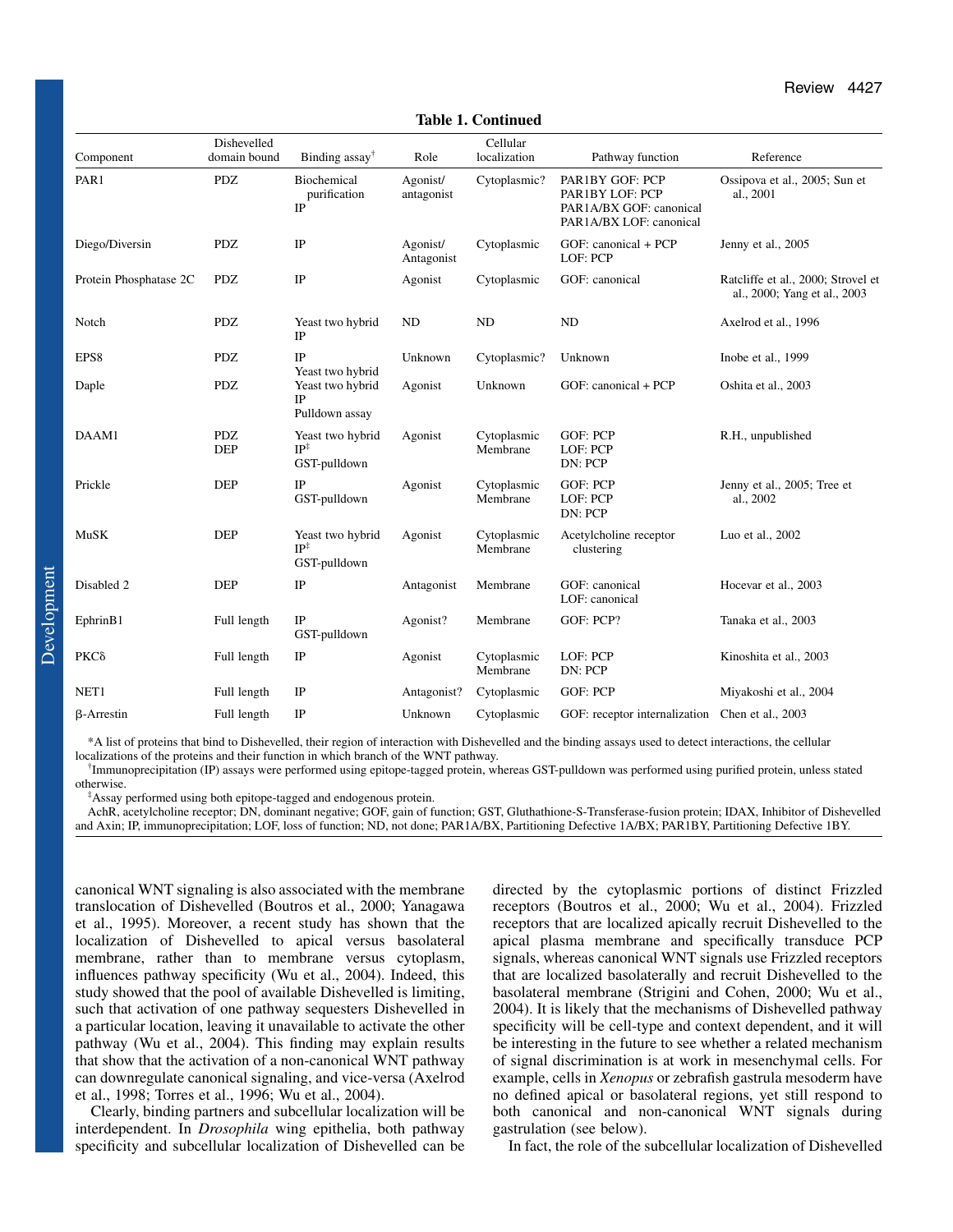**Table 1. Continued**

| Component | Dishevelled domain bound | Binding assay† | Role | Cellular localization | Pathway function | Reference |
|---|---|---|---|---|---|---|
| PAR1 | PDZ | Biochemical purification<br>IP | Agonist/ antagonist | Cytoplasmic? | PAR1BY GOF: PCP<br>PAR1BY LOF: PCP<br>PAR1A/BX GOF: canonical<br>PAR1A/BX LOF: canonical | Ossipova et al., 2005; Sun et al., 2001 |
| Diego/Diversin | PDZ | IP | Agonist/ Antagonist | Cytoplasmic | GOF: canonical + PCP<br>LOF: PCP | Jenny et al., 2005 |
| Protein Phosphatase 2C | PDZ | IP | Agonist | Cytoplasmic | GOF: canonical | Ratcliffe et al., 2000; Strovel et al., 2000; Yang et al., 2003 |
| Notch | PDZ | Yeast two hybrid<br>IP | ND | ND | ND | Axelrod et al., 1996 |
| EPS8 | PDZ | IP<br>Yeast two hybrid | Unknown | Cytoplasmic? | Unknown | Inobe et al., 1999 |
| Daple | PDZ | Yeast two hybrid<br>IP<br>Pulldown assay | Agonist | Unknown | GOF: canonical + PCP | Oshita et al., 2003 |
| DAAM1 | PDZ<br>DEP | Yeast two hybrid<br>IP‡<br>GST-pulldown | Agonist | Cytoplasmic<br>Membrane | GOF: PCP<br>LOF: PCP<br>DN: PCP | R.H., unpublished |
| Prickle | DEP | IP<br>GST-pulldown | Agonist | Cytoplasmic<br>Membrane | GOF: PCP<br>LOF: PCP<br>DN: PCP | Jenny et al., 2005; Tree et al., 2002 |
| MuSK | DEP | Yeast two hybrid<br>IP‡<br>GST-pulldown | Agonist | Cytoplasmic<br>Membrane | Acetylcholine receptor clustering | Luo et al., 2002 |
| Disabled 2 | DEP | IP | Antagonist | Membrane | GOF: canonical<br>LOF: canonical | Hocevar et al., 2003 |
| EphrinB1 | Full length | IP<br>GST-pulldown | Agonist? | Membrane | GOF: PCP? | Tanaka et al., 2003 |
| PKCδ | Full length | IP | Agonist | Cytoplasmic<br>Membrane | LOF: PCP<br>DN: PCP | Kinoshita et al., 2003 |
| NET1 | Full length | IP | Antagonist? | Cytoplasmic | GOF: PCP | Miyakoshi et al., 2004 |
| β-Arrestin | Full length | IP | Unknown | Cytoplasmic | GOF: receptor internalization | Chen et al., 2003 |

*A list of proteins that bind to Dishevelled, their region of interaction with Dishevelled and the binding assays used to detect interactions, the cellular localizations of the proteins and their function in which branch of the WNT pathway.

†Immunoprecipitation (IP) assays were performed using epitope-tagged protein, whereas GST-pulldown was performed using purified protein, unless stated otherwise.

‡Assay performed using both epitope-tagged and endogenous protein.

AchR, acetylcholine receptor; DN, dominant negative; GOF, gain of function; GST, Gluthathione-S-Transferase-fusion protein; IDAX, Inhibitor of Dishevelled and Axin; IP, immunoprecipitation; LOF, loss of function; ND, not done; PAR1A/BX, Partitioning Defective 1A/BX; PAR1BY, Partitioning Defective 1BY.

canonical WNT signaling is also associated with the membrane translocation of Dishevelled (Boutros et al., 2000; Yanagawa et al., 1995). Moreover, a recent study has shown that the localization of Dishevelled to apical versus basolateral membrane, rather than to membrane versus cytoplasm, influences pathway specificity (Wu et al., 2004). Indeed, this study showed that the pool of available Dishevelled is limiting, such that activation of one pathway sequesters Dishevelled in a particular location, leaving it unavailable to activate the other pathway (Wu et al., 2004). This finding may explain results that show that the activation of a non-canonical WNT pathway can downregulate canonical signaling, and vice-versa (Axelrod et al., 1998; Torres et al., 1996; Wu et al., 2004).

Clearly, binding partners and subcellular localization will be interdependent. In *Drosophila* wing epithelia, both pathway specificity and subcellular localization of Dishevelled can be directed by the cytoplasmic portions of distinct Frizzled receptors (Boutros et al., 2000; Wu et al., 2004). Frizzled receptors that are localized apically recruit Dishevelled to the apical plasma membrane and specifically transduce PCP signals, whereas canonical WNT signals use Frizzled receptors that are localized basolaterally and recruit Dishevelled to the basolateral membrane (Strigini and Cohen, 2000; Wu et al., 2004). It is likely that the mechanisms of Dishevelled pathway specificity will be cell-type and context dependent, and it will be interesting in the future to see whether a related mechanism of signal discrimination is at work in mesenchymal cells. For example, cells in *Xenopus* or zebrafish gastrula mesoderm have no defined apical or basolateral regions, yet still respond to both canonical and non-canonical WNT signals during gastrulation (see below).

In fact, the role of the subcellular localization of Dishevelled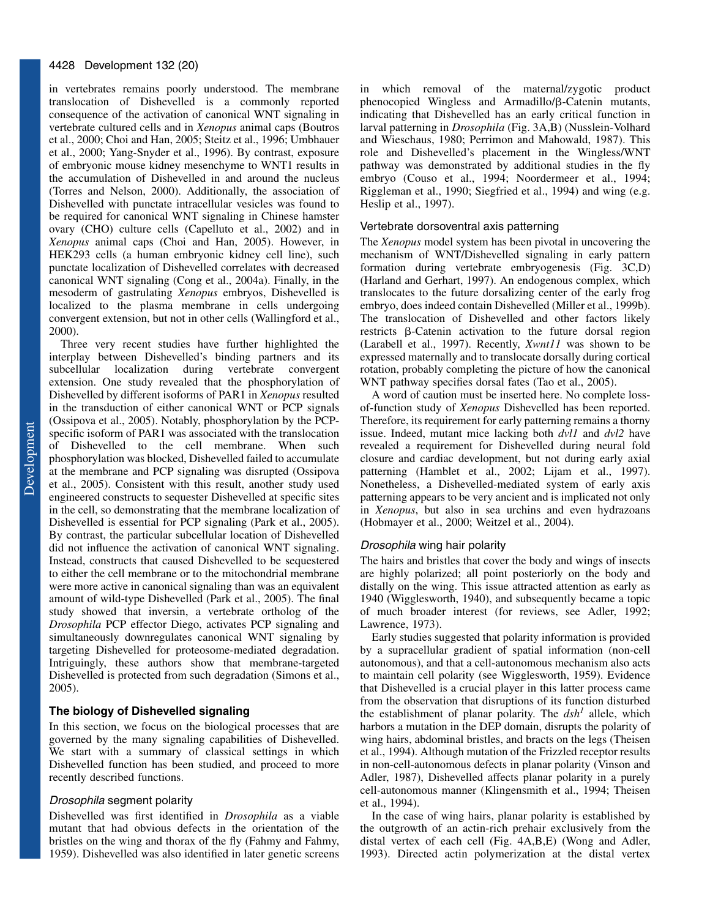in vertebrates remains poorly understood. The membrane translocation of Dishevelled is a commonly reported consequence of the activation of canonical WNT signaling in vertebrate cultured cells and in *Xenopus* animal caps (Boutros et al., 2000; Choi and Han, 2005; Steitz et al., 1996; Umbhauer et al., 2000; Yang-Snyder et al., 1996). By contrast, exposure of embryonic mouse kidney mesenchyme to WNT1 results in the accumulation of Dishevelled in and around the nucleus (Torres and Nelson, 2000). Additionally, the association of Dishevelled with punctate intracellular vesicles was found to be required for canonical WNT signaling in Chinese hamster ovary (CHO) culture cells (Capelluto et al., 2002) and in *Xenopus* animal caps (Choi and Han, 2005). However, in HEK293 cells (a human embryonic kidney cell line), such punctate localization of Dishevelled correlates with decreased canonical WNT signaling (Cong et al., 2004a). Finally, in the mesoderm of gastrulating *Xenopus* embryos, Dishevelled is localized to the plasma membrane in cells undergoing convergent extension, but not in other cells (Wallingford et al., 2000).

Three very recent studies have further highlighted the interplay between Dishevelled's binding partners and its subcellular localization during vertebrate convergent extension. One study revealed that the phosphorylation of Dishevelled by different isoforms of PAR1 in *Xenopus* resulted in the transduction of either canonical WNT or PCP signals (Ossipova et al., 2005). Notably, phosphorylation by the PCP-specific isoform of PAR1 was associated with the translocation of Dishevelled to the cell membrane. When such phosphorylation was blocked, Dishevelled failed to accumulate at the membrane and PCP signaling was disrupted (Ossipova et al., 2005). Consistent with this result, another study used engineered constructs to sequester Dishevelled at specific sites in the cell, so demonstrating that the membrane localization of Dishevelled is essential for PCP signaling (Park et al., 2005). By contrast, the particular subcellular location of Dishevelled did not influence the activation of canonical WNT signaling. Instead, constructs that caused Dishevelled to be sequestered to either the cell membrane or to the mitochondrial membrane were more active in canonical signaling than was an equivalent amount of wild-type Dishevelled (Park et al., 2005). The final study showed that inversin, a vertebrate ortholog of the *Drosophila* PCP effector Diego, activates PCP signaling and simultaneously downregulates canonical WNT signaling by targeting Dishevelled for proteosome-mediated degradation. Intriguingly, these authors show that membrane-targeted Dishevelled is protected from such degradation (Simons et al., 2005).

## The biology of Dishevelled signaling

In this section, we focus on the biological processes that are governed by the many signaling capabilities of Dishevelled. We start with a summary of classical settings in which Dishevelled function has been studied, and proceed to more recently described functions.

### *Drosophila* segment polarity

Dishevelled was first identified in *Drosophila* as a viable mutant that had obvious defects in the orientation of the bristles on the wing and thorax of the fly (Fahmy and Fahmy, 1959). Dishevelled was also identified in later genetic screens in which removal of the maternal/zygotic product phenocopied Wingless and Armadillo/β-Catenin mutants, indicating that Dishevelled has an early critical function in larval patterning in *Drosophila* (Fig. 3A,B) (Nusslein-Volhard and Wieschaus, 1980; Perrimon and Mahowald, 1987). This role and Dishevelled's placement in the Wingless/WNT pathway was demonstrated by additional studies in the fly embryo (Couso et al., 1994; Noordermeer et al., 1994; Riggleman et al., 1990; Siegfried et al., 1994) and wing (e.g. Heslip et al., 1997).

### Vertebrate dorsoventral axis patterning

The *Xenopus* model system has been pivotal in uncovering the mechanism of WNT/Dishevelled signaling in early pattern formation during vertebrate embryogenesis (Fig. 3C,D) (Harland and Gerhart, 1997). An endogenous complex, which translocates to the future dorsalizing center of the early frog embryo, does indeed contain Dishevelled (Miller et al., 1999b). The translocation of Dishevelled and other factors likely restricts β-Catenin activation to the future dorsal region (Larabell et al., 1997). Recently, *Xwnt11* was shown to be expressed maternally and to translocate dorsally during cortical rotation, probably completing the picture of how the canonical WNT pathway specifies dorsal fates (Tao et al., 2005).

A word of caution must be inserted here. No complete loss-of-function study of *Xenopus* Dishevelled has been reported. Therefore, its requirement for early patterning remains a thorny issue. Indeed, mutant mice lacking both *dvl1* and *dvl2* have revealed a requirement for Dishevelled during neural fold closure and cardiac development, but not during early axial patterning (Hamblet et al., 2002; Lijam et al., 1997). Nonetheless, a Dishevelled-mediated system of early axis patterning appears to be very ancient and is implicated not only in *Xenopus*, but also in sea urchins and even hydrazoans (Hobmayer et al., 2000; Weitzel et al., 2004).

### *Drosophila* wing hair polarity

The hairs and bristles that cover the body and wings of insects are highly polarized; all point posteriorly on the body and distally on the wing. This issue attracted attention as early as 1940 (Wigglesworth, 1940), and subsequently became a topic of much broader interest (for reviews, see Adler, 1992; Lawrence, 1973).

Early studies suggested that polarity information is provided by a supracellular gradient of spatial information (non-cell autonomous), and that a cell-autonomous mechanism also acts to maintain cell polarity (see Wigglesworth, 1959). Evidence that Dishevelled is a crucial player in this latter process came from the observation that disruptions of its function disturbed the establishment of planar polarity. The *dsh*[1] allele, which harbors a mutation in the DEP domain, disrupts the polarity of wing hairs, abdominal bristles, and bracts on the legs (Theisen et al., 1994). Although mutation of the Frizzled receptor results in non-cell-autonomous defects in planar polarity (Vinson and Adler, 1987), Dishevelled affects planar polarity in a purely cell-autonomous manner (Klingensmith et al., 1994; Theisen et al., 1994).

In the case of wing hairs, planar polarity is established by the outgrowth of an actin-rich prehair exclusively from the distal vertex of each cell (Fig. 4A,B,E) (Wong and Adler, 1993). Directed actin polymerization at the distal vertex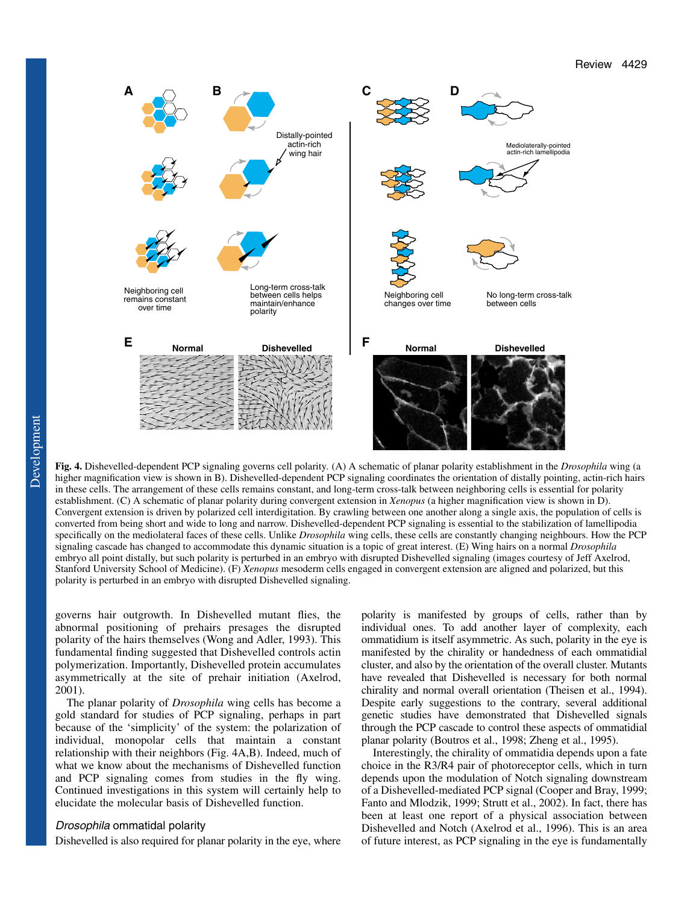**Fig. 4.** Dishevelled-dependent PCP signaling governs cell polarity. (A) A schematic of planar polarity establishment in the *Drosophila* wing (a higher magnification view is shown in B). Dishevelled-dependent PCP signaling coordinates the orientation of distally pointing, actin-rich hairs in these cells. The arrangement of these cells remains constant, and long-term cross-talk between neighboring cells is essential for polarity establishment. (C) A schematic of planar polarity during convergent extension in *Xenopus* (a higher magnification view is shown in D). Convergent extension is driven by polarized cell interdigitation. By crawling between one another along a single axis, the population of cells is converted from being short and wide to long and narrow. Dishevelled-dependent PCP signaling is essential to the stabilization of lamellipodia specifically on the mediolateral faces of these cells. Unlike *Drosophila* wing cells, these cells are constantly changing neighbours. How the PCP signaling cascade has changed to accommodate this dynamic situation is a topic of great interest. (E) Wing hairs on a normal *Drosophila* embryo all point distally, but such polarity is perturbed in an embryo with disrupted Dishevelled signaling (images courtesy of Jeff Axelrod, Stanford University School of Medicine). (F) *Xenopus* mesoderm cells engaged in convergent extension are aligned and polarized, but this polarity is perturbed in an embryo with disrupted Dishevelled signaling.

governs hair outgrowth. In Dishevelled mutant flies, the abnormal positioning of prehairs presages the disrupted polarity of the hairs themselves (Wong and Adler, 1993). This fundamental finding suggested that Dishevelled controls actin polymerization. Importantly, Dishevelled protein accumulates asymmetrically at the site of prehair initiation (Axelrod, 2001).

The planar polarity of *Drosophila* wing cells has become a gold standard for studies of PCP signaling, perhaps in part because of the 'simplicity' of the system: the polarization of individual, monopolar cells that maintain a constant relationship with their neighbors (Fig. 4A,B). Indeed, much of what we know about the mechanisms of Dishevelled function and PCP signaling comes from studies in the fly wing. Continued investigations in this system will certainly help to elucidate the molecular basis of Dishevelled function.

### *Drosophila* ommatidal polarity

Dishevelled is also required for planar polarity in the eye, where polarity is manifested by groups of cells, rather than by individual ones. To add another layer of complexity, each ommatidium is itself asymmetric. As such, polarity in the eye is manifested by the chirality or handedness of each ommatidial cluster, and also by the orientation of the overall cluster. Mutants have revealed that Dishevelled is necessary for both normal chirality and normal overall orientation (Theisen et al., 1994). Despite early suggestions to the contrary, several additional genetic studies have demonstrated that Dishevelled signals through the PCP cascade to control these aspects of ommatidial planar polarity (Boutros et al., 1998; Zheng et al., 1995).

Interestingly, the chirality of ommatidia depends upon a fate choice in the R3/R4 pair of photoreceptor cells, which in turn depends upon the modulation of Notch signaling downstream of a Dishevelled-mediated PCP signal (Cooper and Bray, 1999; Fanto and Mlodzik, 1999; Strutt et al., 2002). In fact, there has been at least one report of a physical association between Dishevelled and Notch (Axelrod et al., 1996). This is an area of future interest, as PCP signaling in the eye is fundamentally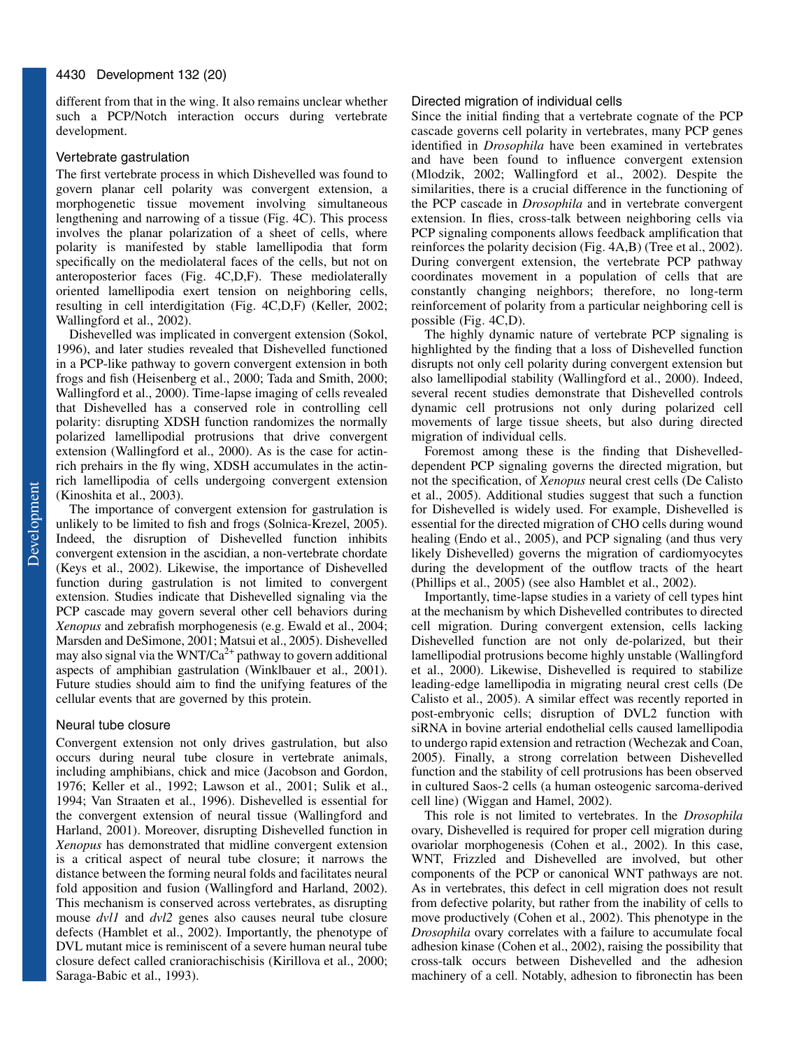different from that in the wing. It also remains unclear whether such a PCP/Notch interaction occurs during vertebrate development.

### Vertebrate gastrulation

The first vertebrate process in which Dishevelled was found to govern planar cell polarity was convergent extension, a morphogenetic tissue movement involving simultaneous lengthening and narrowing of a tissue (Fig. 4C). This process involves the planar polarization of a sheet of cells, where polarity is manifested by stable lamellipodia that form specifically on the mediolateral faces of the cells, but not on anteroposterior faces (Fig. 4C,D,F). These mediolaterally oriented lamellipodia exert tension on neighboring cells, resulting in cell interdigitation (Fig. 4C,D,F) (Keller, 2002; Wallingford et al., 2002).

Dishevelled was implicated in convergent extension (Sokol, 1996), and later studies revealed that Dishevelled functioned in a PCP-like pathway to govern convergent extension in both frogs and fish (Heisenberg et al., 2000; Tada and Smith, 2000; Wallingford et al., 2000). Time-lapse imaging of cells revealed that Dishevelled has a conserved role in controlling cell polarity: disrupting XDSH function randomizes the normally polarized lamellipodial protrusions that drive convergent extension (Wallingford et al., 2000). As is the case for actin-rich prehairs in the fly wing, XDSH accumulates in the actin-rich lamellipodia of cells undergoing convergent extension (Kinoshita et al., 2003).

The importance of convergent extension for gastrulation is unlikely to be limited to fish and frogs (Solnica-Krezel, 2005). Indeed, the disruption of Dishevelled function inhibits convergent extension in the ascidian, a non-vertebrate chordate (Keys et al., 2002). Likewise, the importance of Dishevelled function during gastrulation is not limited to convergent extension. Studies indicate that Dishevelled signaling via the PCP cascade may govern several other cell behaviors during *Xenopus* and zebrafish morphogenesis (e.g. Ewald et al., 2004; Marsden and DeSimone, 2001; Matsui et al., 2005). Dishevelled may also signal via the WNT/$Ca^{2+}$ pathway to govern additional aspects of amphibian gastrulation (Winklbauer et al., 2001). Future studies should aim to find the unifying features of the cellular events that are governed by this protein.

### Neural tube closure

Convergent extension not only drives gastrulation, but also occurs during neural tube closure in vertebrate animals, including amphibians, chick and mice (Jacobson and Gordon, 1976; Keller et al., 1992; Lawson et al., 2001; Sulik et al., 1994; Van Straaten et al., 1996). Dishevelled is essential for the convergent extension of neural tissue (Wallingford and Harland, 2001). Moreover, disrupting Dishevelled function in *Xenopus* has demonstrated that midline convergent extension is a critical aspect of neural tube closure; it narrows the distance between the forming neural folds and facilitates neural fold apposition and fusion (Wallingford and Harland, 2002). This mechanism is conserved across vertebrates, as disrupting mouse *dvl1* and *dvl2* genes also causes neural tube closure defects (Hamblet et al., 2002). Importantly, the phenotype of DVL mutant mice is reminiscent of a severe human neural tube closure defect called craniorachischisis (Kirillova et al., 2000; Saraga-Babic et al., 1993).

### Directed migration of individual cells

Since the initial finding that a vertebrate cognate of the PCP cascade governs cell polarity in vertebrates, many PCP genes identified in *Drosophila* have been examined in vertebrates and have been found to influence convergent extension (Mlodzik, 2002; Wallingford et al., 2002). Despite the similarities, there is a crucial difference in the functioning of the PCP cascade in *Drosophila* and in vertebrate convergent extension. In flies, cross-talk between neighboring cells via PCP signaling components allows feedback amplification that reinforces the polarity decision (Fig. 4A,B) (Tree et al., 2002). During convergent extension, the vertebrate PCP pathway coordinates movement in a population of cells that are constantly changing neighbors; therefore, no long-term reinforcement of polarity from a particular neighboring cell is possible (Fig. 4C,D).

The highly dynamic nature of vertebrate PCP signaling is highlighted by the finding that a loss of Dishevelled function disrupts not only cell polarity during convergent extension but also lamellipodial stability (Wallingford et al., 2000). Indeed, several recent studies demonstrate that Dishevelled controls dynamic cell protrusions not only during polarized cell movements of large tissue sheets, but also during directed migration of individual cells.

Foremost among these is the finding that Dishevelled-dependent PCP signaling governs the directed migration, but not the specification, of *Xenopus* neural crest cells (De Calisto et al., 2005). Additional studies suggest that such a function for Dishevelled is widely used. For example, Dishevelled is essential for the directed migration of CHO cells during wound healing (Endo et al., 2005), and PCP signaling (and thus very likely Dishevelled) governs the migration of cardiomyocytes during the development of the outflow tracts of the heart (Phillips et al., 2005) (see also Hamblet et al., 2002).

Importantly, time-lapse studies in a variety of cell types hint at the mechanism by which Dishevelled contributes to directed cell migration. During convergent extension, cells lacking Dishevelled function are not only de-polarized, but their lamellipodial protrusions become highly unstable (Wallingford et al., 2000). Likewise, Dishevelled is required to stabilize leading-edge lamellipodia in migrating neural crest cells (De Calisto et al., 2005). A similar effect was recently reported in post-embryonic cells; disruption of DVL2 function with siRNA in bovine arterial endothelial cells caused lamellipodia to undergo rapid extension and retraction (Wechezak and Coan, 2005). Finally, a strong correlation between Dishevelled function and the stability of cell protrusions has been observed in cultured Saos-2 cells (a human osteogenic sarcoma-derived cell line) (Wiggan and Hamel, 2002).

This role is not limited to vertebrates. In the *Drosophila* ovary, Dishevelled is required for proper cell migration during ovariolar morphogenesis (Cohen et al., 2002). In this case, WNT, Frizzled and Dishevelled are involved, but other components of the PCP or canonical WNT pathways are not. As in vertebrates, this defect in cell migration does not result from defective polarity, but rather from the inability of cells to move productively (Cohen et al., 2002). This phenotype in the *Drosophila* ovary correlates with a failure to accumulate focal adhesion kinase (Cohen et al., 2002), raising the possibility that cross-talk occurs between Dishevelled and the adhesion machinery of a cell. Notably, adhesion to fibronectin has been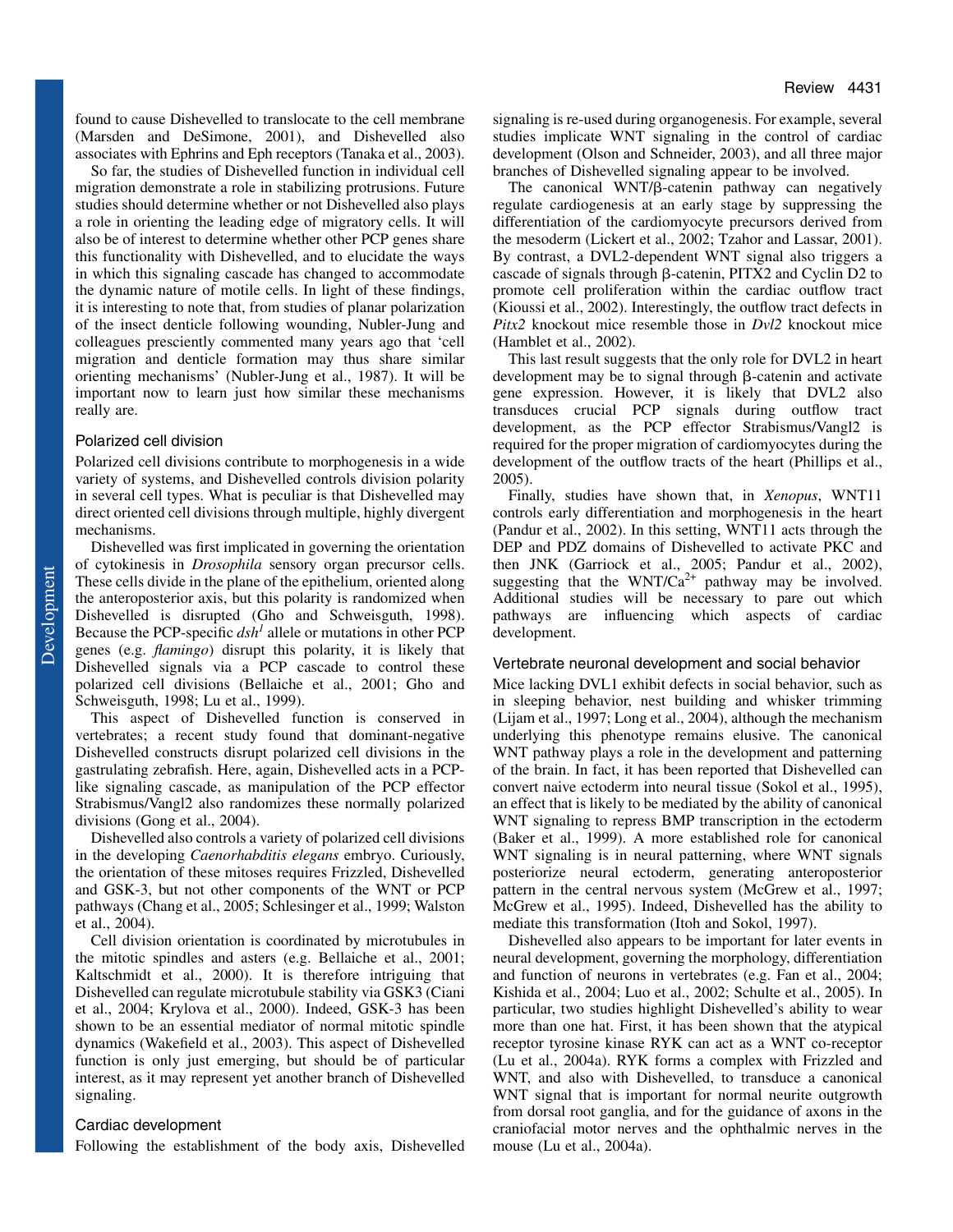found to cause Dishevelled to translocate to the cell membrane (Marsden and DeSimone, 2001), and Dishevelled also associates with Ephrins and Eph receptors (Tanaka et al., 2003).

So far, the studies of Dishevelled function in individual cell migration demonstrate a role in stabilizing protrusions. Future studies should determine whether or not Dishevelled also plays a role in orienting the leading edge of migratory cells. It will also be of interest to determine whether other PCP genes share this functionality with Dishevelled, and to elucidate the ways in which this signaling cascade has changed to accommodate the dynamic nature of motile cells. In light of these findings, it is interesting to note that, from studies of planar polarization of the insect denticle following wounding, Nubler-Jung and colleagues presciently commented many years ago that 'cell migration and denticle formation may thus share similar orienting mechanisms' (Nubler-Jung et al., 1987). It will be important now to learn just how similar these mechanisms really are.

### Polarized cell division

Polarized cell divisions contribute to morphogenesis in a wide variety of systems, and Dishevelled controls division polarity in several cell types. What is peculiar is that Dishevelled may direct oriented cell divisions through multiple, highly divergent mechanisms.

Dishevelled was first implicated in governing the orientation of cytokinesis in *Drosophila* sensory organ precursor cells. These cells divide in the plane of the epithelium, oriented along the anteroposterior axis, but this polarity is randomized when Dishevelled is disrupted (Gho and Schweisguth, 1998). Because the PCP-specific *dsh*[1] allele or mutations in other PCP genes (e.g. *flamingo*) disrupt this polarity, it is likely that Dishevelled signals via a PCP cascade to control these polarized cell divisions (Bellaiche et al., 2001; Gho and Schweisguth, 1998; Lu et al., 1999).

This aspect of Dishevelled function is conserved in vertebrates; a recent study found that dominant-negative Dishevelled constructs disrupt polarized cell divisions in the gastrulating zebrafish. Here, again, Dishevelled acts in a PCP-like signaling cascade, as manipulation of the PCP effector Strabismus/Vangl2 also randomizes these normally polarized divisions (Gong et al., 2004).

Dishevelled also controls a variety of polarized cell divisions in the developing *Caenorhabditis elegans* embryo. Curiously, the orientation of these mitoses requires Frizzled, Dishevelled and GSK-3, but not other components of the WNT or PCP pathways (Chang et al., 2005; Schlesinger et al., 1999; Walston et al., 2004).

Cell division orientation is coordinated by microtubules in the mitotic spindles and asters (e.g. Bellaiche et al., 2001; Kaltschmidt et al., 2000). It is therefore intriguing that Dishevelled can regulate microtubule stability via GSK3 (Ciani et al., 2004; Krylova et al., 2000). Indeed, GSK-3 has been shown to be an essential mediator of normal mitotic spindle dynamics (Wakefield et al., 2003). This aspect of Dishevelled function is only just emerging, but should be of particular interest, as it may represent yet another branch of Dishevelled signaling.

### Cardiac development

Following the establishment of the body axis, Dishevelled signaling is re-used during organogenesis. For example, several studies implicate WNT signaling in the control of cardiac development (Olson and Schneider, 2003), and all three major branches of Dishevelled signaling appear to be involved.

The canonical WNT/β-catenin pathway can negatively regulate cardiogenesis at an early stage by suppressing the differentiation of the cardiomyocyte precursors derived from the mesoderm (Lickert et al., 2002; Tzahor and Lassar, 2001). By contrast, a DVL2-dependent WNT signal also triggers a cascade of signals through β-catenin, PITX2 and Cyclin D2 to promote cell proliferation within the cardiac outflow tract (Kioussi et al., 2002). Interestingly, the outflow tract defects in *Pitx2* knockout mice resemble those in *Dvl2* knockout mice (Hamblet et al., 2002).

This last result suggests that the only role for DVL2 in heart development may be to signal through β-catenin and activate gene expression. However, it is likely that DVL2 also transduces crucial PCP signals during outflow tract development, as the PCP effector Strabismus/Vangl2 is required for the proper migration of cardiomyocytes during the development of the outflow tracts of the heart (Phillips et al., 2005).

Finally, studies have shown that, in *Xenopus*, WNT11 controls early differentiation and morphogenesis in the heart (Pandur et al., 2002). In this setting, WNT11 acts through the DEP and PDZ domains of Dishevelled to activate PKC and then JNK (Garriock et al., 2005; Pandur et al., 2002), suggesting that the WNT/$Ca^{2+}$ pathway may be involved. Additional studies will be necessary to pare out which pathways are influencing which aspects of cardiac development.

### Vertebrate neuronal development and social behavior

Mice lacking DVL1 exhibit defects in social behavior, such as in sleeping behavior, nest building and whisker trimming (Lijam et al., 1997; Long et al., 2004), although the mechanism underlying this phenotype remains elusive. The canonical WNT pathway plays a role in the development and patterning of the brain. In fact, it has been reported that Dishevelled can convert naive ectoderm into neural tissue (Sokol et al., 1995), an effect that is likely to be mediated by the ability of canonical WNT signaling to repress BMP transcription in the ectoderm (Baker et al., 1999). A more established role for canonical WNT signaling is in neural patterning, where WNT signals posteriorize neural ectoderm, generating anteroposterior pattern in the central nervous system (McGrew et al., 1997; McGrew et al., 1995). Indeed, Dishevelled has the ability to mediate this transformation (Itoh and Sokol, 1997).

Dishevelled also appears to be important for later events in neural development, governing the morphology, differentiation and function of neurons in vertebrates (e.g. Fan et al., 2004; Kishida et al., 2004; Luo et al., 2002; Schulte et al., 2005). In particular, two studies highlight Dishevelled's ability to wear more than one hat. First, it has been shown that the atypical receptor tyrosine kinase RYK can act as a WNT co-receptor (Lu et al., 2004a). RYK forms a complex with Frizzled and WNT, and also with Dishevelled, to transduce a canonical WNT signal that is important for normal neurite outgrowth from dorsal root ganglia, and for the guidance of axons in the craniofacial motor nerves and the ophthalmic nerves in the mouse (Lu et al., 2004a).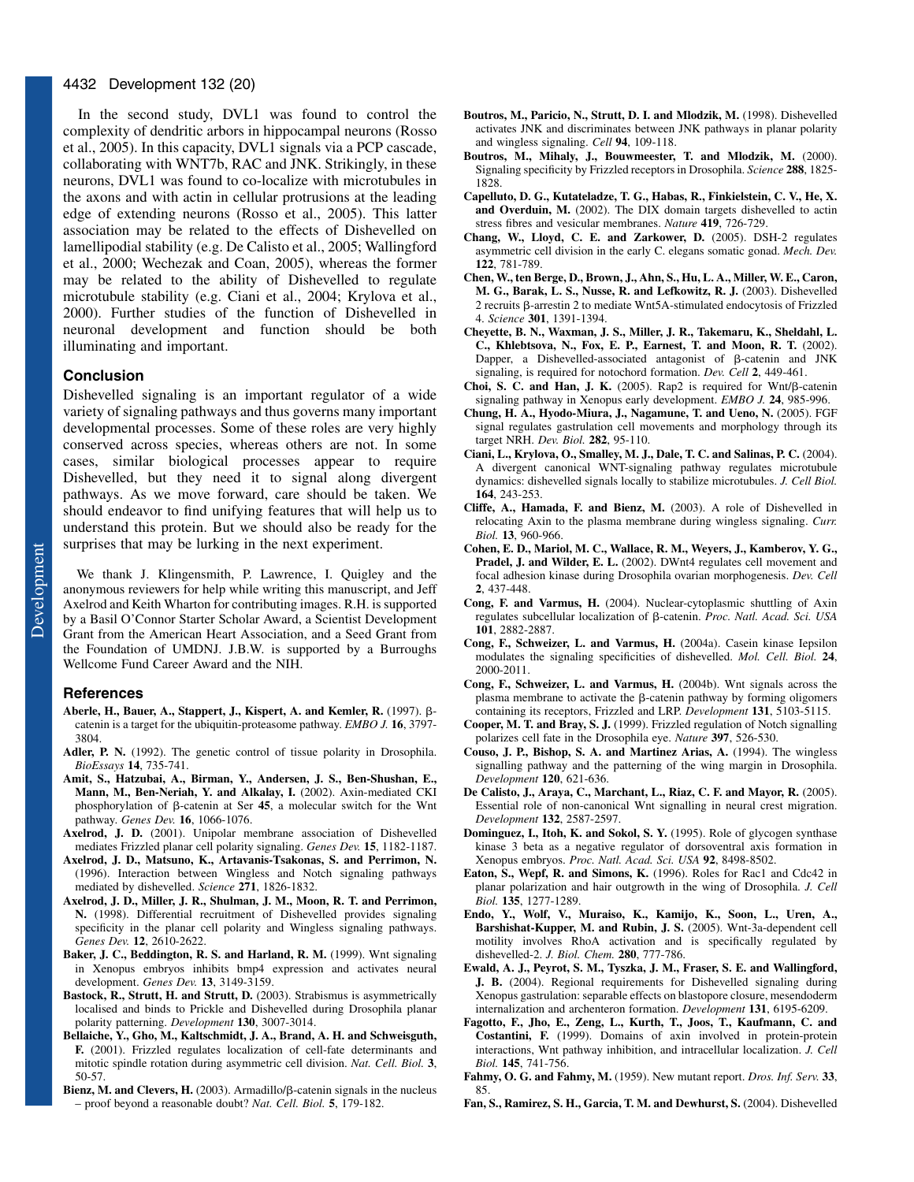In the second study, DVL1 was found to control the complexity of dendritic arbors in hippocampal neurons (Rosso et al., 2005). In this capacity, DVL1 signals via a PCP cascade, collaborating with WNT7b, RAC and JNK. Strikingly, in these neurons, DVL1 was found to co-localize with microtubules in the axons and with actin in cellular protrusions at the leading edge of extending neurons (Rosso et al., 2005). This latter association may be related to the effects of Dishevelled on lamellipodial stability (e.g. De Calisto et al., 2005; Wallingford et al., 2000; Wechezak and Coan, 2005), whereas the former may be related to the ability of Dishevelled to regulate microtubule stability (e.g. Ciani et al., 2004; Krylova et al., 2000). Further studies of the function of Dishevelled in neuronal development and function should be both illuminating and important.

## Conclusion

Dishevelled signaling is an important regulator of a wide variety of signaling pathways and thus governs many important developmental processes. Some of these roles are very highly conserved across species, whereas others are not. In some cases, similar biological processes appear to require Dishevelled, but they need it to signal along divergent pathways. As we move forward, care should be taken. We should endeavor to find unifying features that will help us to understand this protein. But we should also be ready for the surprises that may be lurking in the next experiment.

We thank J. Klingensmith, P. Lawrence, I. Quigley and the anonymous reviewers for help while writing this manuscript, and Jeff Axelrod and Keith Wharton for contributing images. R.H. is supported by a Basil O'Connor Starter Scholar Award, a Scientist Development Grant from the American Heart Association, and a Seed Grant from the Foundation of UMDNJ. J.B.W. is supported by a Burroughs Wellcome Fund Career Award and the NIH.

## References

**Aberle, H., Bauer, A., Stappert, J., Kispert, A. and Kemler, R.** (1997). β-catenin is a target for the ubiquitin-proteasome pathway. *EMBO J.* **16**, 3797-3804.

**Adler, P. N.** (1992). The genetic control of tissue polarity in Drosophila. *BioEssays* **14**, 735-741.

**Amit, S., Hatzubai, A., Birman, Y., Andersen, J. S., Ben-Shushan, E., Mann, M., Ben-Neriah, Y. and Alkalay, I.** (2002). Axin-mediated CKI phosphorylation of β-catenin at Ser **45**, a molecular switch for the Wnt pathway. *Genes Dev.* **16**, 1066-1076.

**Axelrod, J. D.** (2001). Unipolar membrane association of Dishevelled mediates Frizzled planar cell polarity signaling. *Genes Dev.* **15**, 1182-1187.

**Axelrod, J. D., Matsuno, K., Artavanis-Tsakonas, S. and Perrimon, N.** (1996). Interaction between Wingless and Notch signaling pathways mediated by dishevelled. *Science* **271**, 1826-1832.

**Axelrod, J. D., Miller, J. R., Shulman, J. M., Moon, R. T. and Perrimon, N.** (1998). Differential recruitment of Dishevelled provides signaling specificity in the planar cell polarity and Wingless signaling pathways. *Genes Dev.* **12**, 2610-2622.

**Baker, J. C., Beddington, R. S. and Harland, R. M.** (1999). Wnt signaling in Xenopus embryos inhibits bmp4 expression and activates neural development. *Genes Dev.* **13**, 3149-3159.

**Bastock, R., Strutt, H. and Strutt, D.** (2003). Strabismus is asymmetrically localised and binds to Prickle and Dishevelled during Drosophila planar polarity patterning. *Development* **130**, 3007-3014.

**Bellaiche, Y., Gho, M., Kaltschmidt, J. A., Brand, A. H. and Schweisguth, F.** (2001). Frizzled regulates localization of cell-fate determinants and mitotic spindle rotation during asymmetric cell division. *Nat. Cell. Biol.* **3**, 50-57.

**Bienz, M. and Clevers, H.** (2003). Armadillo/β-catenin signals in the nucleus – proof beyond a reasonable doubt? *Nat. Cell. Biol.* **5**, 179-182.

**Boutros, M., Paricio, N., Strutt, D. I. and Mlodzik, M.** (1998). Dishevelled activates JNK and discriminates between JNK pathways in planar polarity and wingless signaling. *Cell* **94**, 109-118.

**Boutros, M., Mihaly, J., Bouwmeester, T. and Mlodzik, M.** (2000). Signaling specificity by Frizzled receptors in Drosophila. *Science* **288**, 1825-1828.

**Capelluto, D. G., Kutateladze, T. G., Habas, R., Finkielstein, C. V., He, X. and Overduin, M.** (2002). The DIX domain targets dishevelled to actin stress fibres and vesicular membranes. *Nature* **419**, 726-729.

**Chang, W., Lloyd, C. E. and Zarkower, D.** (2005). DSH-2 regulates asymmetric cell division in the early C. elegans somatic gonad. *Mech. Dev.* **122**, 781-789.

**Chen, W., ten Berge, D., Brown, J., Ahn, S., Hu, L. A., Miller, W. E., Caron, M. G., Barak, L. S., Nusse, R. and Lefkowitz, R. J.** (2003). Dishevelled 2 recruits β-arrestin 2 to mediate Wnt5A-stimulated endocytosis of Frizzled 4. *Science* **301**, 1391-1394.

**Cheyette, B. N., Waxman, J. S., Miller, J. R., Takemaru, K., Sheldahl, L. C., Khlebtsova, N., Fox, E. P., Earnest, T. and Moon, R. T.** (2002). Dapper, a Dishevelled-associated antagonist of β-catenin and JNK signaling, is required for notochord formation. *Dev. Cell* **2**, 449-461.

**Choi, S. C. and Han, J. K.** (2005). Rap2 is required for Wnt/β-catenin signaling pathway in Xenopus early development. *EMBO J.* **24**, 985-996.

**Chung, H. A., Hyodo-Miura, J., Nagamune, T. and Ueno, N.** (2005). FGF signal regulates gastrulation cell movements and morphology through its target NRH. *Dev. Biol.* **282**, 95-110.

**Ciani, L., Krylova, O., Smalley, M. J., Dale, T. C. and Salinas, P. C.** (2004). A divergent canonical WNT-signaling pathway regulates microtubule dynamics: dishevelled signals locally to stabilize microtubules. *J. Cell Biol.* **164**, 243-253.

**Cliffe, A., Hamada, F. and Bienz, M.** (2003). A role of Dishevelled in relocating Axin to the plasma membrane during wingless signaling. *Curr. Biol.* **13**, 960-966.

**Cohen, E. D., Mariol, M. C., Wallace, R. M., Weyers, J., Kamberov, Y. G., Pradel, J. and Wilder, E. L.** (2002). DWnt4 regulates cell movement and focal adhesion kinase during Drosophila ovarian morphogenesis. *Dev. Cell* **2**, 437-448.

**Cong, F. and Varmus, H.** (2004). Nuclear-cytoplasmic shuttling of Axin regulates subcellular localization of β-catenin. *Proc. Natl. Acad. Sci. USA* **101**, 2882-2887.

**Cong, F., Schweizer, L. and Varmus, H.** (2004a). Casein kinase Iepsilon modulates the signaling specificities of dishevelled. *Mol. Cell. Biol.* **24**, 2000-2011.

**Cong, F., Schweizer, L. and Varmus, H.** (2004b). Wnt signals across the plasma membrane to activate the β-catenin pathway by forming oligomers containing its receptors, Frizzled and LRP. *Development* **131**, 5103-5115.

**Cooper, M. T. and Bray, S. J.** (1999). Frizzled regulation of Notch signalling polarizes cell fate in the Drosophila eye. *Nature* **397**, 526-530.

**Couso, J. P., Bishop, S. A. and Martinez Arias, A.** (1994). The wingless signalling pathway and the patterning of the wing margin in Drosophila. *Development* **120**, 621-636.

**De Calisto, J., Araya, C., Marchant, L., Riaz, C. F. and Mayor, R.** (2005). Essential role of non-canonical Wnt signalling in neural crest migration. *Development* **132**, 2587-2597.

**Dominguez, I., Itoh, K. and Sokol, S. Y.** (1995). Role of glycogen synthase kinase 3 beta as a negative regulator of dorsoventral axis formation in Xenopus embryos. *Proc. Natl. Acad. Sci. USA* **92**, 8498-8502.

**Eaton, S., Wepf, R. and Simons, K.** (1996). Roles for Rac1 and Cdc42 in planar polarization and hair outgrowth in the wing of Drosophila. *J. Cell Biol.* **135**, 1277-1289.

**Endo, Y., Wolf, V., Muraiso, K., Kamijo, K., Soon, L., Uren, A., Barshishat-Kupper, M. and Rubin, J. S.** (2005). Wnt-3a-dependent cell motility involves RhoA activation and is specifically regulated by dishevelled-2. *J. Biol. Chem.* **280**, 777-786.

**Ewald, A. J., Peyrot, S. M., Tyszka, J. M., Fraser, S. E. and Wallingford, J. B.** (2004). Regional requirements for Dishevelled signaling during Xenopus gastrulation: separable effects on blastopore closure, mesendoderm internalization and archenteron formation. *Development* **131**, 6195-6209.

**Fagotto, F., Jho, E., Zeng, L., Kurth, T., Joos, T., Kaufmann, C. and Costantini, F.** (1999). Domains of axin involved in protein-protein interactions, Wnt pathway inhibition, and intracellular localization. *J. Cell Biol.* **145**, 741-756.

**Fahmy, O. G. and Fahmy, M.** (1959). New mutant report. *Dros. Inf. Serv.* **33**, 85.

**Fan, S., Ramirez, S. H., Garcia, T. M. and Dewhurst, S.** (2004). Dishevelled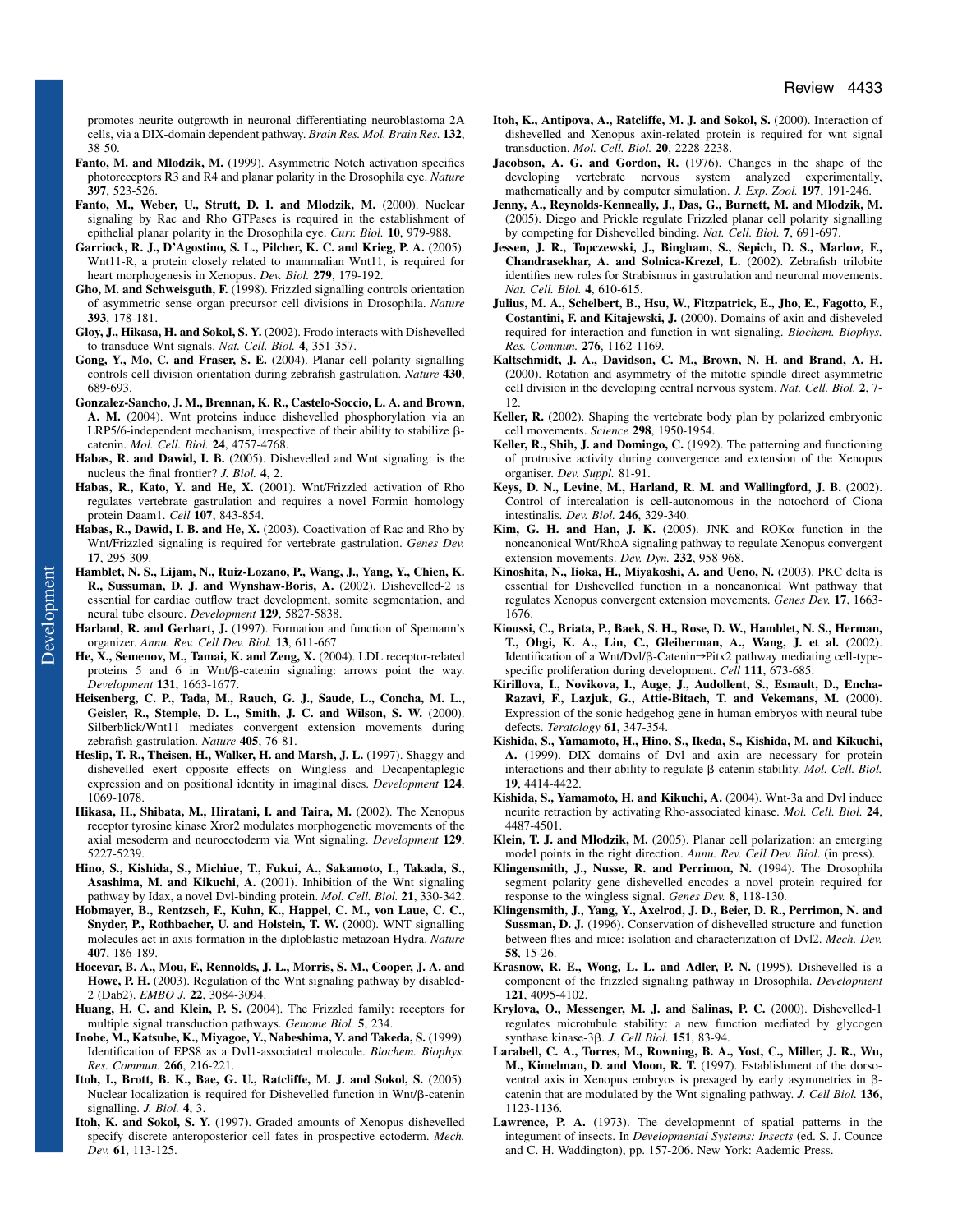promotes neurite outgrowth in neuronal differentiating neuroblastoma 2A cells, via a DIX-domain dependent pathway. *Brain Res. Mol. Brain Res.* **132**, 38-50.

**Fanto, M. and Mlodzik, M.** (1999). Asymmetric Notch activation specifies photoreceptors R3 and R4 and planar polarity in the Drosophila eye. *Nature* **397**, 523-526.

**Fanto, M., Weber, U., Strutt, D. I. and Mlodzik, M.** (2000). Nuclear signaling by Rac and Rho GTPases is required in the establishment of epithelial planar polarity in the Drosophila eye. *Curr. Biol.* **10**, 979-988.

**Garriock, R. J., D'Agostino, S. L., Pilcher, K. C. and Krieg, P. A.** (2005). Wnt11-R, a protein closely related to mammalian Wnt11, is required for heart morphogenesis in Xenopus. *Dev. Biol.* **279**, 179-192.

**Gho, M. and Schweisguth, F.** (1998). Frizzled signalling controls orientation of asymmetric sense organ precursor cell divisions in Drosophila. *Nature* **393**, 178-181.

**Gloy, J., Hikasa, H. and Sokol, S. Y.** (2002). Frodo interacts with Dishevelled to transduce Wnt signals. *Nat. Cell. Biol.* **4**, 351-357.

**Gong, Y., Mo, C. and Fraser, S. E.** (2004). Planar cell polarity signalling controls cell division orientation during zebrafish gastrulation. *Nature* **430**, 689-693.

**Gonzalez-Sancho, J. M., Brennan, K. R., Castelo-Soccio, L. A. and Brown, A. M.** (2004). Wnt proteins induce dishevelled phosphorylation via an LRP5/6-independent mechanism, irrespective of their ability to stabilize β-catenin. *Mol. Cell. Biol.* **24**, 4757-4768.

**Habas, R. and Dawid, I. B.** (2005). Dishevelled and Wnt signaling: is the nucleus the final frontier? *J. Biol.* **4**, 2.

**Habas, R., Kato, Y. and He, X.** (2001). Wnt/Frizzled activation of Rho regulates vertebrate gastrulation and requires a novel Formin homology protein Daam1. *Cell* **107**, 843-854.

**Habas, R., Dawid, I. B. and He, X.** (2003). Coactivation of Rac and Rho by Wnt/Frizzled signaling is required for vertebrate gastrulation. *Genes Dev.* **17**, 295-309.

**Hamblet, N. S., Lijam, N., Ruiz-Lozano, P., Wang, J., Yang, Y., Chien, K. R., Sussuman, D. J. and Wynshaw-Boris, A.** (2002). Dishevelled-2 is essential for cardiac outflow tract development, somite segmentation, and neural tube clsoure. *Development* **129**, 5827-5838.

**Harland, R. and Gerhart, J.** (1997). Formation and function of Spemann's organizer. *Annu. Rev. Cell Dev. Biol.* **13**, 611-667.

**He, X., Semenov, M., Tamai, K. and Zeng, X.** (2004). LDL receptor-related proteins 5 and 6 in Wnt/β-catenin signaling: arrows point the way. *Development* **131**, 1663-1677.

**Heisenberg, C. P., Tada, M., Rauch, G. J., Saude, L., Concha, M. L., Geisler, R., Stemple, D. L., Smith, J. C. and Wilson, S. W.** (2000). Silberblick/Wnt11 mediates convergent extension movements during zebrafish gastrulation. *Nature* **405**, 76-81.

**Heslip, T. R., Theisen, H., Walker, H. and Marsh, J. L.** (1997). Shaggy and dishevelled exert opposite effects on Wingless and Decapentaplegic expression and on positional identity in imaginal discs. *Development* **124**, 1069-1078.

**Hikasa, H., Shibata, M., Hiratani, I. and Taira, M.** (2002). The Xenopus receptor tyrosine kinase Xror2 modulates morphogenetic movements of the axial mesoderm and neuroectoderm via Wnt signaling. *Development* **129**, 5227-5239.

**Hino, S., Kishida, S., Michiue, T., Fukui, A., Sakamoto, I., Takada, S., Asashima, M. and Kikuchi, A.** (2001). Inhibition of the Wnt signaling pathway by Idax, a novel Dvl-binding protein. *Mol. Cell. Biol.* **21**, 330-342.

**Hobmayer, B., Rentzsch, F., Kuhn, K., Happel, C. M., von Laue, C. C., Snyder, P., Rothbacher, U. and Holstein, T. W.** (2000). WNT signalling molecules act in axis formation in the diploblastic metazoan Hydra. *Nature* **407**, 186-189.

**Hocevar, B. A., Mou, F., Rennolds, J. L., Morris, S. M., Cooper, J. A. and Howe, P. H.** (2003). Regulation of the Wnt signaling pathway by disabled-2 (Dab2). *EMBO J.* **22**, 3084-3094.

**Huang, H. C. and Klein, P. S.** (2004). The Frizzled family: receptors for multiple signal transduction pathways. *Genome Biol.* **5**, 234.

**Inobe, M., Katsube, K., Miyagoe, Y., Nabeshima, Y. and Takeda, S.** (1999). Identification of EPS8 as a Dvl1-associated molecule. *Biochem. Biophys. Res. Commun.* **266**, 216-221.

**Itoh, I., Brott, B. K., Bae, G. U., Ratcliffe, M. J. and Sokol, S.** (2005). Nuclear localization is required for Dishevelled function in Wnt/β-catenin signalling. *J. Biol.* **4**, 3.

**Itoh, K. and Sokol, S. Y.** (1997). Graded amounts of Xenopus dishevelled specify discrete anteroposterior cell fates in prospective ectoderm. *Mech. Dev.* **61**, 113-125.

**Itoh, K., Antipova, A., Ratcliffe, M. J. and Sokol, S.** (2000). Interaction of dishevelled and Xenopus axin-related protein is required for wnt signal transduction. *Mol. Cell. Biol.* **20**, 2228-2238.

**Jacobson, A. G. and Gordon, R.** (1976). Changes in the shape of the developing vertebrate nervous system analyzed experimentally, mathematically and by computer simulation. *J. Exp. Zool.* **197**, 191-246.

**Jenny, A., Reynolds-Kenneally, J., Das, G., Burnett, M. and Mlodzik, M.** (2005). Diego and Prickle regulate Frizzled planar cell polarity signalling by competing for Dishevelled binding. *Nat. Cell. Biol.* **7**, 691-697.

**Jessen, J. R., Topczewski, J., Bingham, S., Sepich, D. S., Marlow, F., Chandrasekhar, A. and Solnica-Krezel, L.** (2002). Zebrafish trilobite identifies new roles for Strabismus in gastrulation and neuronal movements. *Nat. Cell. Biol.* **4**, 610-615.

**Julius, M. A., Schelbert, B., Hsu, W., Fitzpatrick, E., Jho, E., Fagotto, F., Costantini, F. and Kitajewski, J.** (2000). Domains of axin and disheveled required for interaction and function in wnt signaling. *Biochem. Biophys. Res. Commun.* **276**, 1162-1169.

**Kaltschmidt, J. A., Davidson, C. M., Brown, N. H. and Brand, A. H.** (2000). Rotation and asymmetry of the mitotic spindle direct asymmetric cell division in the developing central nervous system. *Nat. Cell. Biol.* **2**, 7-12.

**Keller, R.** (2002). Shaping the vertebrate body plan by polarized embryonic cell movements. *Science* **298**, 1950-1954.

**Keller, R., Shih, J. and Domingo, C.** (1992). The patterning and functioning of protrusive activity during convergence and extension of the Xenopus organiser. *Dev. Suppl.* 81-91.

**Keys, D. N., Levine, M., Harland, R. M. and Wallingford, J. B.** (2002). Control of intercalation is cell-autonomous in the notochord of Ciona intestinalis. *Dev. Biol.* **246**, 329-340.

**Kim, G. H. and Han, J. K.** (2005). JNK and ROKα function in the noncanonical Wnt/RhoA signaling pathway to regulate Xenopus convergent extension movements. *Dev. Dyn.* **232**, 958-968.

**Kinoshita, N., Iioka, H., Miyakoshi, A. and Ueno, N.** (2003). PKC delta is essential for Dishevelled function in a noncanonical Wnt pathway that regulates Xenopus convergent extension movements. *Genes Dev.* **17**, 1663-1676.

**Kioussi, C., Briata, P., Baek, S. H., Rose, D. W., Hamblet, N. S., Herman, T., Ohgi, K. A., Lin, C., Gleiberman, A., Wang, J. et al.** (2002). Identification of a Wnt/Dvl/β-Catenin→Pitx2 pathway mediating cell-type-specific proliferation during development. *Cell* **111**, 673-685.

**Kirillova, I., Novikova, I., Auge, J., Audollent, S., Esnault, D., Encha-Razavi, F., Lazjuk, G., Attie-Bitach, T. and Vekemans, M.** (2000). Expression of the sonic hedgehog gene in human embryos with neural tube defects. *Teratology* **61**, 347-354.

**Kishida, S., Yamamoto, H., Hino, S., Ikeda, S., Kishida, M. and Kikuchi, A.** (1999). DIX domains of Dvl and axin are necessary for protein interactions and their ability to regulate β-catenin stability. *Mol. Cell. Biol.* **19**, 4414-4422.

**Kishida, S., Yamamoto, H. and Kikuchi, A.** (2004). Wnt-3a and Dvl induce neurite retraction by activating Rho-associated kinase. *Mol. Cell. Biol.* **24**, 4487-4501.

**Klein, T. J. and Mlodzik, M.** (2005). Planar cell polarization: an emerging model points in the right direction. *Annu. Rev. Cell Dev. Biol.* (in press).

**Klingensmith, J., Nusse, R. and Perrimon, N.** (1994). The Drosophila segment polarity gene dishevelled encodes a novel protein required for response to the wingless signal. *Genes Dev.* **8**, 118-130.

**Klingensmith, J., Yang, Y., Axelrod, J. D., Beier, D. R., Perrimon, N. and Sussman, D. J.** (1996). Conservation of dishevelled structure and function between flies and mice: isolation and characterization of Dvl2. *Mech. Dev.* **58**, 15-26.

**Krasnow, R. E., Wong, L. L. and Adler, P. N.** (1995). Dishevelled is a component of the frizzled signaling pathway in Drosophila. *Development* **121**, 4095-4102.

**Krylova, O., Messenger, M. J. and Salinas, P. C.** (2000). Dishevelled-1 regulates microtubule stability: a new function mediated by glycogen synthase kinase-3β. *J. Cell Biol.* **151**, 83-94.

**Larabell, C. A., Torres, M., Rowning, B. A., Yost, C., Miller, J. R., Wu, M., Kimelman, D. and Moon, R. T.** (1997). Establishment of the dorso-ventral axis in Xenopus embryos is presaged by early asymmetries in β-catenin that are modulated by the Wnt signaling pathway. *J. Cell Biol.* **136**, 1123-1136.

**Lawrence, P. A.** (1973). The developmennt of spatial patterns in the integument of insects. In *Developmental Systems: Insects* (ed. S. J. Counce and C. H. Waddington), pp. 157-206. New York: Aademic Press.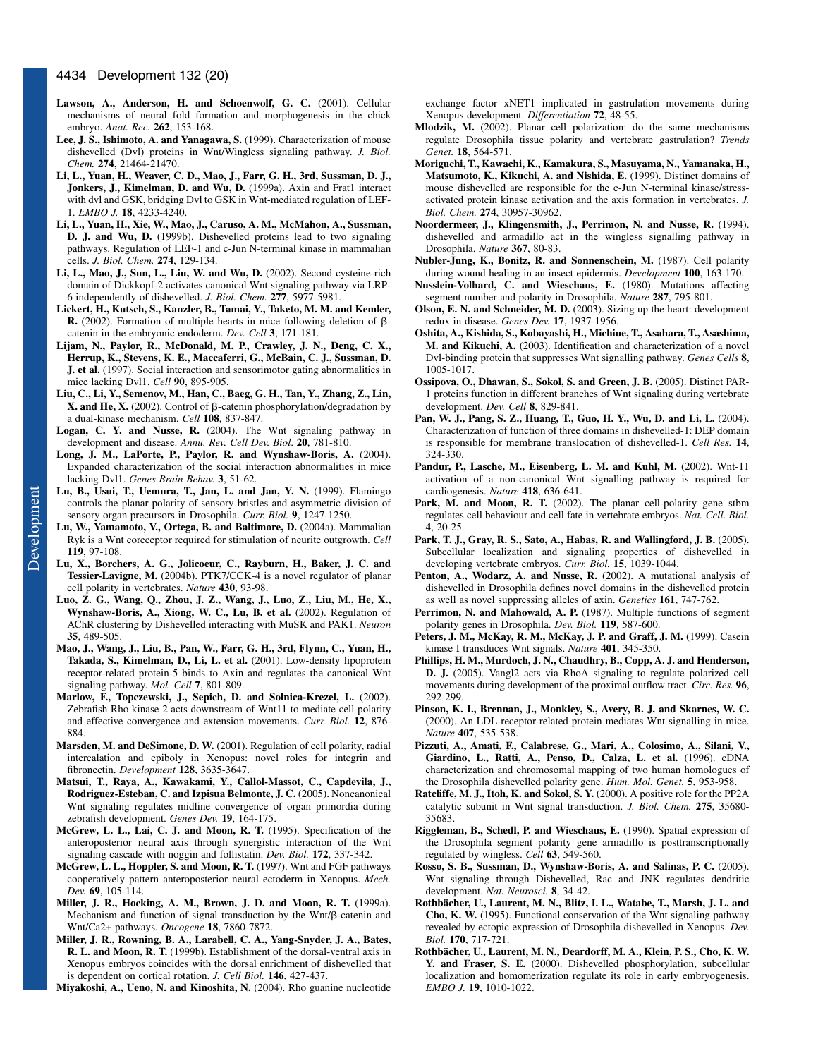**Lawson, A., Anderson, H. and Schoenwolf, G. C.** (2001). Cellular mechanisms of neural fold formation and morphogenesis in the chick embryo. *Anat. Rec.* **262**, 153-168.

**Lee, J. S., Ishimoto, A. and Yanagawa, S.** (1999). Characterization of mouse dishevelled (Dvl) proteins in Wnt/Wingless signaling pathway. *J. Biol. Chem.* **274**, 21464-21470.

**Li, L., Yuan, H., Weaver, C. D., Mao, J., Farr, G. H., 3rd, Sussman, D. J., Jonkers, J., Kimelman, D. and Wu, D.** (1999a). Axin and Frat1 interact with dvl and GSK, bridging Dvl to GSK in Wnt-mediated regulation of LEF-1. *EMBO J.* **18**, 4233-4240.

**Li, L., Yuan, H., Xie, W., Mao, J., Caruso, A. M., McMahon, A., Sussman, D. J. and Wu, D.** (1999b). Dishevelled proteins lead to two signaling pathways. Regulation of LEF-1 and c-Jun N-terminal kinase in mammalian cells. *J. Biol. Chem.* **274**, 129-134.

**Li, L., Mao, J., Sun, L., Liu, W. and Wu, D.** (2002). Second cysteine-rich domain of Dickkopf-2 activates canonical Wnt signaling pathway via LRP-6 independently of dishevelled. *J. Biol. Chem.* **277**, 5977-5981.

**Lickert, H., Kutsch, S., Kanzler, B., Tamai, Y., Taketo, M. M. and Kemler, R.** (2002). Formation of multiple hearts in mice following deletion of β-catenin in the embryonic endoderm. *Dev. Cell* **3**, 171-181.

**Lijam, N., Paylor, R., McDonald, M. P., Crawley, J. N., Deng, C. X., Herrup, K., Stevens, K. E., Maccaferri, G., McBain, C. J., Sussman, D. J. et al.** (1997). Social interaction and sensorimotor gating abnormalities in mice lacking Dvl1. *Cell* **90**, 895-905.

**Liu, C., Li, Y., Semenov, M., Han, C., Baeg, G. H., Tan, Y., Zhang, Z., Lin, X. and He, X.** (2002). Control of β-catenin phosphorylation/degradation by a dual-kinase mechanism. *Cell* **108**, 837-847.

**Logan, C. Y. and Nusse, R.** (2004). The Wnt signaling pathway in development and disease. *Annu. Rev. Cell Dev. Biol.* **20**, 781-810.

**Long, J. M., LaPorte, P., Paylor, R. and Wynshaw-Boris, A.** (2004). Expanded characterization of the social interaction abnormalities in mice lacking Dvl1. *Genes Brain Behav.* **3**, 51-62.

**Lu, B., Usui, T., Uemura, T., Jan, L. and Jan, Y. N.** (1999). Flamingo controls the planar polarity of sensory bristles and asymmetric division of sensory organ precursors in Drosophila. *Curr. Biol.* **9**, 1247-1250.

**Lu, W., Yamamoto, V., Ortega, B. and Baltimore, D.** (2004a). Mammalian Ryk is a Wnt coreceptor required for stimulation of neurite outgrowth. *Cell* **119**, 97-108.

**Lu, X., Borchers, A. G., Jolicoeur, C., Rayburn, H., Baker, J. C. and Tessier-Lavigne, M.** (2004b). PTK7/CCK-4 is a novel regulator of planar cell polarity in vertebrates. *Nature* **430**, 93-98.

**Luo, Z. G., Wang, Q., Zhou, J. Z., Wang, J., Luo, Z., Liu, M., He, X., Wynshaw-Boris, A., Xiong, W. C., Lu, B. et al.** (2002). Regulation of AChR clustering by Dishevelled interacting with MuSK and PAK1. *Neuron* **35**, 489-505.

**Mao, J., Wang, J., Liu, B., Pan, W., Farr, G. H., 3rd, Flynn, C., Yuan, H., Takada, S., Kimelman, D., Li, L. et al.** (2001). Low-density lipoprotein receptor-related protein-5 binds to Axin and regulates the canonical Wnt signaling pathway. *Mol. Cell* **7**, 801-809.

**Marlow, F., Topczewski, J., Sepich, D. and Solnica-Krezel, L.** (2002). Zebrafish Rho kinase 2 acts downstream of Wnt11 to mediate cell polarity and effective convergence and extension movements. *Curr. Biol.* **12**, 876-884.

**Marsden, M. and DeSimone, D. W.** (2001). Regulation of cell polarity, radial intercalation and epiboly in Xenopus: novel roles for integrin and fibronectin. *Development* **128**, 3635-3647.

**Matsui, T., Raya, A., Kawakami, Y., Callol-Massot, C., Capdevila, J., Rodriguez-Esteban, C. and Izpisua Belmonte, J. C.** (2005). Noncanonical Wnt signaling regulates midline convergence of organ primordia during zebrafish development. *Genes Dev.* **19**, 164-175.

**McGrew, L. L., Lai, C. J. and Moon, R. T.** (1995). Specification of the anteroposterior neural axis through synergistic interaction of the Wnt signaling cascade with noggin and follistatin. *Dev. Biol.* **172**, 337-342.

**McGrew, L. L., Hoppler, S. and Moon, R. T.** (1997). Wnt and FGF pathways cooperatively pattern anteroposterior neural ectoderm in Xenopus. *Mech. Dev.* **69**, 105-114.

**Miller, J. R., Hocking, A. M., Brown, J. D. and Moon, R. T.** (1999a). Mechanism and function of signal transduction by the Wnt/β-catenin and Wnt/Ca2+ pathways. *Oncogene* **18**, 7860-7872.

**Miller, J. R., Rowning, B. A., Larabell, C. A., Yang-Snyder, J. A., Bates, R. L. and Moon, R. T.** (1999b). Establishment of the dorsal-ventral axis in Xenopus embryos coincides with the dorsal enrichment of dishevelled that is dependent on cortical rotation. *J. Cell Biol.* **146**, 427-437.

**Miyakoshi, A., Ueno, N. and Kinoshita, N.** (2004). Rho guanine nucleotide exchange factor xNET1 implicated in gastrulation movements during Xenopus development. *Differentiation* **72**, 48-55.

**Mlodzik, M.** (2002). Planar cell polarization: do the same mechanisms regulate Drosophila tissue polarity and vertebrate gastrulation? *Trends Genet.* **18**, 564-571.

**Moriguchi, T., Kawachi, K., Kamakura, S., Masuyama, N., Yamanaka, H., Matsumoto, K., Kikuchi, A. and Nishida, E.** (1999). Distinct domains of mouse dishevelled are responsible for the c-Jun N-terminal kinase/stress-activated protein kinase activation and the axis formation in vertebrates. *J. Biol. Chem.* **274**, 30957-30962.

**Noordermeer, J., Klingensmith, J., Perrimon, N. and Nusse, R.** (1994). dishevelled and armadillo act in the wingless signalling pathway in Drosophila. *Nature* **367**, 80-83.

**Nubler-Jung, K., Bonitz, R. and Sonnenschein, M.** (1987). Cell polarity during wound healing in an insect epidermis. *Development* **100**, 163-170.

**Nusslein-Volhard, C. and Wieschaus, E.** (1980). Mutations affecting segment number and polarity in Drosophila. *Nature* **287**, 795-801.

**Olson, E. N. and Schneider, M. D.** (2003). Sizing up the heart: development redux in disease. *Genes Dev.* **17**, 1937-1956.

**Oshita, A., Kishida, S., Kobayashi, H., Michiue, T., Asahara, T., Asashima, M. and Kikuchi, A.** (2003). Identification and characterization of a novel Dvl-binding protein that suppresses Wnt signalling pathway. *Genes Cells* **8**, 1005-1017.

**Ossipova, O., Dhawan, S., Sokol, S. and Green, J. B.** (2005). Distinct PAR-1 proteins function in different branches of Wnt signaling during vertebrate development. *Dev. Cell* **8**, 829-841.

**Pan, W. J., Pang, S. Z., Huang, T., Guo, H. Y., Wu, D. and Li, L.** (2004). Characterization of function of three domains in dishevelled-1: DEP domain is responsible for membrane translocation of dishevelled-1. *Cell Res.* **14**, 324-330.

**Pandur, P., Lasche, M., Eisenberg, L. M. and Kuhl, M.** (2002). Wnt-11 activation of a non-canonical Wnt signalling pathway is required for cardiogenesis. *Nature* **418**, 636-641.

**Park, M. and Moon, R. T.** (2002). The planar cell-polarity gene stbm regulates cell behaviour and cell fate in vertebrate embryos. *Nat. Cell. Biol.* **4**, 20-25.

**Park, T. J., Gray, R. S., Sato, A., Habas, R. and Wallingford, J. B.** (2005). Subcellular localization and signaling properties of dishevelled in developing vertebrate embryos. *Curr. Biol.* **15**, 1039-1044.

**Penton, A., Wodarz, A. and Nusse, R.** (2002). A mutational analysis of dishevelled in Drosophila defines novel domains in the dishevelled protein as well as novel suppressing alleles of axin. *Genetics* **161**, 747-762.

**Perrimon, N. and Mahowald, A. P.** (1987). Multiple functions of segment polarity genes in Drosophila. *Dev. Biol.* **119**, 587-600.

**Peters, J. M., McKay, R. M., McKay, J. P. and Graff, J. M.** (1999). Casein kinase I transduces Wnt signals. *Nature* **401**, 345-350.

**Phillips, H. M., Murdoch, J. N., Chaudhry, B., Copp, A. J. and Henderson, D. J.** (2005). Vangl2 acts via RhoA signaling to regulate polarized cell movements during development of the proximal outflow tract. *Circ. Res.* **96**, 292-299.

**Pinson, K. I., Brennan, J., Monkley, S., Avery, B. J. and Skarnes, W. C.** (2000). An LDL-receptor-related protein mediates Wnt signalling in mice. *Nature* **407**, 535-538.

**Pizzuti, A., Amati, F., Calabrese, G., Mari, A., Colosimo, A., Silani, V., Giardino, L., Ratti, A., Penso, D., Calza, L. et al.** (1996). cDNA characterization and chromosomal mapping of two human homologues of the Drosophila dishevelled polarity gene. *Hum. Mol. Genet.* **5**, 953-958.

**Ratcliffe, M. J., Itoh, K. and Sokol, S. Y.** (2000). A positive role for the PP2A catalytic subunit in Wnt signal transduction. *J. Biol. Chem.* **275**, 35680-35683.

**Riggleman, B., Schedl, P. and Wieschaus, E.** (1990). Spatial expression of the Drosophila segment polarity gene armadillo is posttranscriptionally regulated by wingless. *Cell* **63**, 549-560.

**Rosso, S. B., Sussman, D., Wynshaw-Boris, A. and Salinas, P. C.** (2005). Wnt signaling through Dishevelled, Rac and JNK regulates dendritic development. *Nat. Neurosci.* **8**, 34-42.

**Rothbächer, U., Laurent, M. N., Blitz, I. L., Watabe, T., Marsh, J. L. and Cho, K. W.** (1995). Functional conservation of the Wnt signaling pathway revealed by ectopic expression of Drosophila dishevelled in Xenopus. *Dev. Biol.* **170**, 717-721.

**Rothbächer, U., Laurent, M. N., Deardorff, M. A., Klein, P. S., Cho, K. W. Y. and Fraser, S. E.** (2000). Dishevelled phosphorylation, subcellular localization and homomerization regulate its role in early embryogenesis. *EMBO J.* **19**, 1010-1022.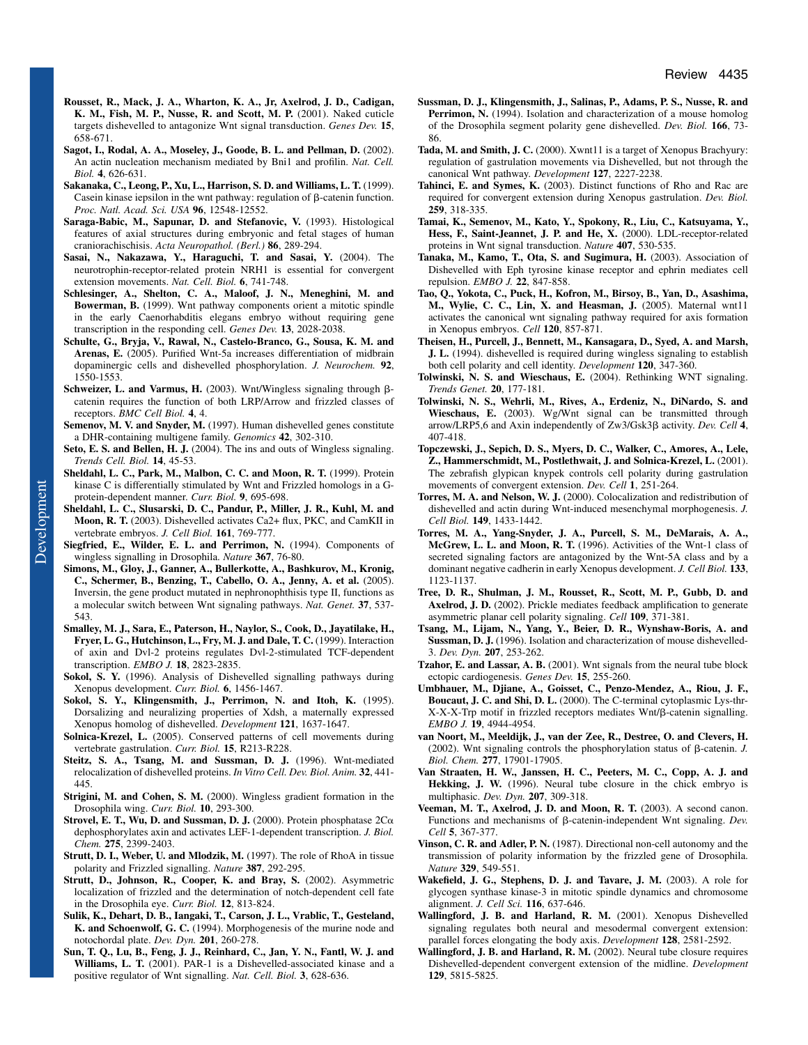**Rousset, R., Mack, J. A., Wharton, K. A., Jr, Axelrod, J. D., Cadigan, K. M., Fish, M. P., Nusse, R. and Scott, M. P.** (2001). Naked cuticle targets dishevelled to antagonize Wnt signal transduction. *Genes Dev.* **15**, 658-671.

**Sagot, I., Rodal, A. A., Moseley, J., Goode, B. L. and Pellman, D.** (2002). An actin nucleation mechanism mediated by Bni1 and profilin. *Nat. Cell. Biol.* **4**, 626-631.

**Sakanaka, C., Leong, P., Xu, L., Harrison, S. D. and Williams, L. T.** (1999). Casein kinase iepsilon in the wnt pathway: regulation of β-catenin function. *Proc. Natl. Acad. Sci. USA* **96**, 12548-12552.

**Saraga-Babic, M., Sapunar, D. and Stefanovic, V.** (1993). Histological features of axial structures during embryonic and fetal stages of human craniorachischisis. *Acta Neuropathol. (Berl.)* **86**, 289-294.

**Sasai, N., Nakazawa, Y., Haraguchi, T. and Sasai, Y.** (2004). The neurotrophin-receptor-related protein NRH1 is essential for convergent extension movements. *Nat. Cell. Biol.* **6**, 741-748.

**Schlesinger, A., Shelton, C. A., Maloof, J. N., Meneghini, M. and Bowerman, B.** (1999). Wnt pathway components orient a mitotic spindle in the early Caenorhabditis elegans embryo without requiring gene transcription in the responding cell. *Genes Dev.* **13**, 2028-2038.

**Schulte, G., Bryja, V., Rawal, N., Castelo-Branco, G., Sousa, K. M. and Arenas, E.** (2005). Purified Wnt-5a increases differentiation of midbrain dopaminergic cells and dishevelled phosphorylation. *J. Neurochem.* **92**, 1550-1553.

**Schweizer, L. and Varmus, H.** (2003). Wnt/Wingless signaling through β-catenin requires the function of both LRP/Arrow and frizzled classes of receptors. *BMC Cell Biol.* **4**, 4.

**Semenov, M. V. and Snyder, M.** (1997). Human dishevelled genes constitute a DHR-containing multigene family. *Genomics* **42**, 302-310.

**Seto, E. S. and Bellen, H. J.** (2004). The ins and outs of Wingless signaling. *Trends Cell. Biol.* **14**, 45-53.

**Sheldahl, L. C., Park, M., Malbon, C. C. and Moon, R. T.** (1999). Protein kinase C is differentially stimulated by Wnt and Frizzled homologs in a G-protein-dependent manner. *Curr. Biol.* **9**, 695-698.

**Sheldahl, L. C., Slusarski, D. C., Pandur, P., Miller, J. R., Kuhl, M. and Moon, R. T.** (2003). Dishevelled activates Ca2+ flux, PKC, and CamKII in vertebrate embryos. *J. Cell Biol.* **161**, 769-777.

**Siegfried, E., Wilder, E. L. and Perrimon, N.** (1994). Components of wingless signalling in Drosophila. *Nature* **367**, 76-80.

**Simons, M., Gloy, J., Ganner, A., Bullerkotte, A., Bashkurov, M., Kronig, C., Schermer, B., Benzing, T., Cabello, O. A., Jenny, A. et al.** (2005). Inversin, the gene product mutated in nephronophthisis type II, functions as a molecular switch between Wnt signaling pathways. *Nat. Genet.* **37**, 537-543.

**Smalley, M. J., Sara, E., Paterson, H., Naylor, S., Cook, D., Jayatilake, H., Fryer, L. G., Hutchinson, L., Fry, M. J. and Dale, T. C.** (1999). Interaction of axin and Dvl-2 proteins regulates Dvl-2-stimulated TCF-dependent transcription. *EMBO J.* **18**, 2823-2835.

**Sokol, S. Y.** (1996). Analysis of Dishevelled signalling pathways during Xenopus development. *Curr. Biol.* **6**, 1456-1467.

**Sokol, S. Y., Klingensmith, J., Perrimon, N. and Itoh, K.** (1995). Dorsalizing and neuralizing properties of Xdsh, a maternally expressed Xenopus homolog of dishevelled. *Development* **121**, 1637-1647.

**Solnica-Krezel, L.** (2005). Conserved patterns of cell movements during vertebrate gastrulation. *Curr. Biol.* **15**, R213-R228.

**Steitz, S. A., Tsang, M. and Sussman, D. J.** (1996). Wnt-mediated relocalization of dishevelled proteins. *In Vitro Cell. Dev. Biol. Anim.* **32**, 441-445.

**Strigini, M. and Cohen, S. M.** (2000). Wingless gradient formation in the Drosophila wing. *Curr. Biol.* **10**, 293-300.

**Strovel, E. T., Wu, D. and Sussman, D. J.** (2000). Protein phosphatase 2Cα dephosphorylates axin and activates LEF-1-dependent transcription. *J. Biol. Chem.* **275**, 2399-2403.

**Strutt, D. I., Weber, U. and Mlodzik, M.** (1997). The role of RhoA in tissue polarity and Frizzled signalling. *Nature* **387**, 292-295.

**Strutt, D., Johnson, R., Cooper, K. and Bray, S.** (2002). Asymmetric localization of frizzled and the determination of notch-dependent cell fate in the Drosophila eye. *Curr. Biol.* **12**, 813-824.

**Sulik, K., Dehart, D. B., Iangaki, T., Carson, J. L., Vrablic, T., Gesteland, K. and Schoenwolf, G. C.** (1994). Morphogenesis of the murine node and notochordal plate. *Dev. Dyn.* **201**, 260-278.

**Sun, T. Q., Lu, B., Feng, J. J., Reinhard, C., Jan, Y. N., Fantl, W. J. and Williams, L. T.** (2001). PAR-1 is a Dishevelled-associated kinase and a positive regulator of Wnt signalling. *Nat. Cell. Biol.* **3**, 628-636.

**Sussman, D. J., Klingensmith, J., Salinas, P., Adams, P. S., Nusse, R. and Perrimon, N.** (1994). Isolation and characterization of a mouse homolog of the Drosophila segment polarity gene dishevelled. *Dev. Biol.* **166**, 73-86.

**Tada, M. and Smith, J. C.** (2000). Xwnt11 is a target of Xenopus Brachyury: regulation of gastrulation movements via Dishevelled, but not through the canonical Wnt pathway. *Development* **127**, 2227-2238.

**Tahinci, E. and Symes, K.** (2003). Distinct functions of Rho and Rac are required for convergent extension during Xenopus gastrulation. *Dev. Biol.* **259**, 318-335.

**Tamai, K., Semenov, M., Kato, Y., Spokony, R., Liu, C., Katsuyama, Y., Hess, F., Saint-Jeannet, J. P. and He, X.** (2000). LDL-receptor-related proteins in Wnt signal transduction. *Nature* **407**, 530-535.

**Tanaka, M., Kamo, T., Ota, S. and Sugimura, H.** (2003). Association of Dishevelled with Eph tyrosine kinase receptor and ephrin mediates cell repulsion. *EMBO J.* **22**, 847-858.

**Tao, Q., Yokota, C., Puck, H., Kofron, M., Birsoy, B., Yan, D., Asashima, M., Wylie, C. C., Lin, X. and Heasman, J.** (2005). Maternal wnt11 activates the canonical wnt signaling pathway required for axis formation in Xenopus embryos. *Cell* **120**, 857-871.

**Theisen, H., Purcell, J., Bennett, M., Kansagara, D., Syed, A. and Marsh, J. L.** (1994). dishevelled is required during wingless signaling to establish both cell polarity and cell identity. *Development* **120**, 347-360.

**Tolwinski, N. S. and Wieschaus, E.** (2004). Rethinking WNT signaling. *Trends Genet.* **20**, 177-181.

**Tolwinski, N. S., Wehrli, M., Rives, A., Erdeniz, N., DiNardo, S. and Wieschaus, E.** (2003). Wg/Wnt signal can be transmitted through arrow/LRP5,6 and Axin independently of Zw3/Gsk3β activity. *Dev. Cell* **4**, 407-418.

**Topczewski, J., Sepich, D. S., Myers, D. C., Walker, C., Amores, A., Lele, Z., Hammerschmidt, M., Postlethwait, J. and Solnica-Krezel, L.** (2001). The zebrafish glypican knypek controls cell polarity during gastrulation movements of convergent extension. *Dev. Cell* **1**, 251-264.

**Torres, M. A. and Nelson, W. J.** (2000). Colocalization and redistribution of dishevelled and actin during Wnt-induced mesenchymal morphogenesis. *J. Cell Biol.* **149**, 1433-1442.

**Torres, M. A., Yang-Snyder, J. A., Purcell, S. M., DeMarais, A. A., McGrew, L. L. and Moon, R. T.** (1996). Activities of the Wnt-1 class of secreted signaling factors are antagonized by the Wnt-5A class and by a dominant negative cadherin in early Xenopus development. *J. Cell Biol.* **133**, 1123-1137.

**Tree, D. R., Shulman, J. M., Rousset, R., Scott, M. P., Gubb, D. and Axelrod, J. D.** (2002). Prickle mediates feedback amplification to generate asymmetric planar cell polarity signaling. *Cell* **109**, 371-381.

**Tsang, M., Lijam, N., Yang, Y., Beier, D. R., Wynshaw-Boris, A. and Sussman, D. J.** (1996). Isolation and characterization of mouse dishevelled-3. *Dev. Dyn.* **207**, 253-262.

**Tzahor, E. and Lassar, A. B.** (2001). Wnt signals from the neural tube block ectopic cardiogenesis. *Genes Dev.* **15**, 255-260.

**Umbhauer, M., Djiane, A., Goisset, C., Penzo-Mendez, A., Riou, J. F., Boucaut, J. C. and Shi, D. L.** (2000). The C-terminal cytoplasmic Lys-thr-X-X-X-Trp motif in frizzled receptors mediates Wnt/β-catenin signalling. *EMBO J.* **19**, 4944-4954.

**van Noort, M., Meeldijk, J., van der Zee, R., Destree, O. and Clevers, H.** (2002). Wnt signaling controls the phosphorylation status of β-catenin. *J. Biol. Chem.* **277**, 17901-17905.

**Van Straaten, H. W., Janssen, H. C., Peeters, M. C., Copp, A. J. and Hekking, J. W.** (1996). Neural tube closure in the chick embryo is multiphasic. *Dev. Dyn.* **207**, 309-318.

**Veeman, M. T., Axelrod, J. D. and Moon, R. T.** (2003). A second canon. Functions and mechanisms of β-catenin-independent Wnt signaling. *Dev. Cell* **5**, 367-377.

**Vinson, C. R. and Adler, P. N.** (1987). Directional non-cell autonomy and the transmission of polarity information by the frizzled gene of Drosophila. *Nature* **329**, 549-551.

**Wakefield, J. G., Stephens, D. J. and Tavare, J. M.** (2003). A role for glycogen synthase kinase-3 in mitotic spindle dynamics and chromosome alignment. *J. Cell Sci.* **116**, 637-646.

**Wallingford, J. B. and Harland, R. M.** (2001). Xenopus Dishevelled signaling regulates both neural and mesodermal convergent extension: parallel forces elongating the body axis. *Development* **128**, 2581-2592.

**Wallingford, J. B. and Harland, R. M.** (2002). Neural tube closure requires Dishevelled-dependent convergent extension of the midline. *Development* **129**, 5815-5825.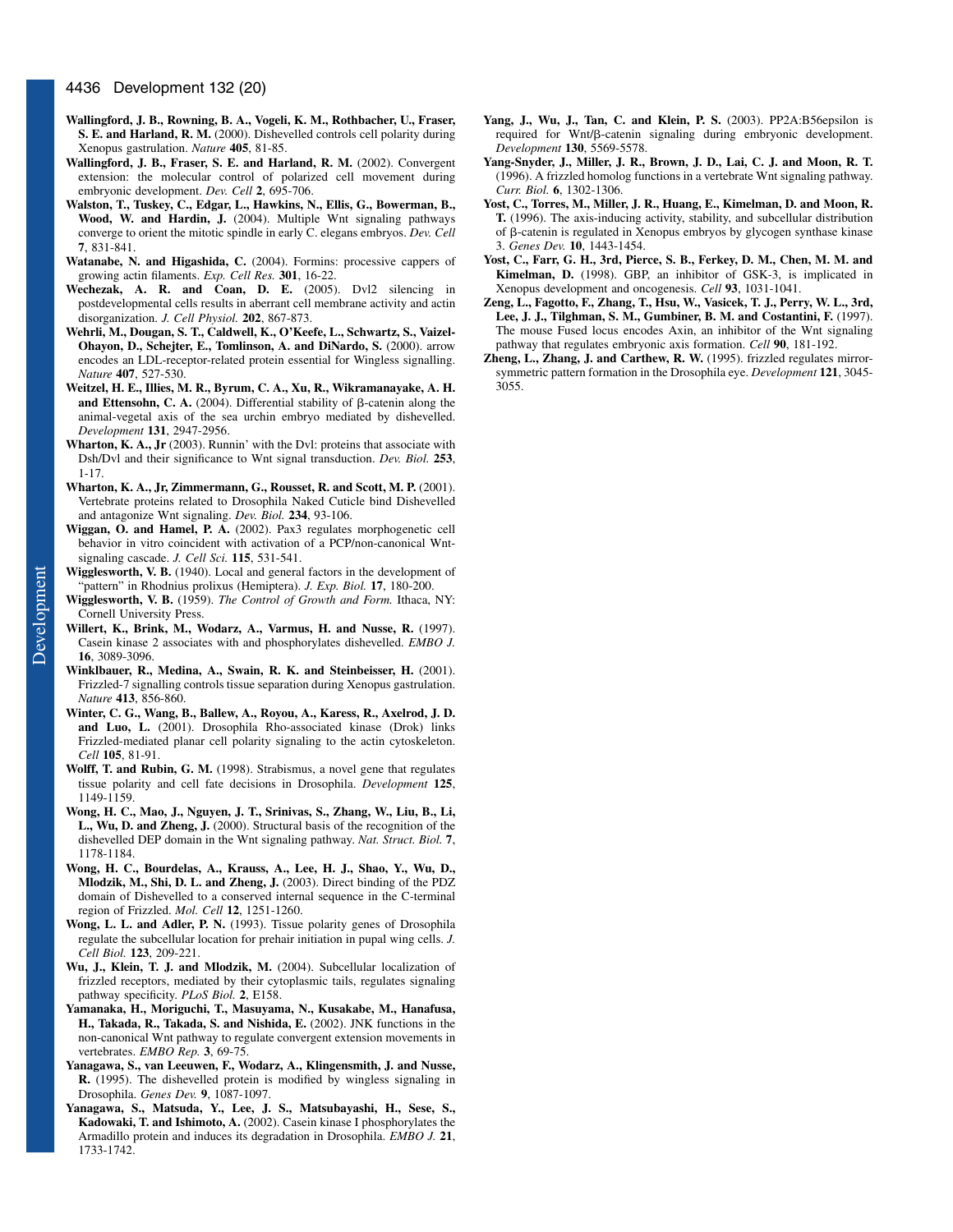**Wallingford, J. B., Rowning, B. A., Vogeli, K. M., Rothbacher, U., Fraser, S. E. and Harland, R. M.** (2000). Dishevelled controls cell polarity during Xenopus gastrulation. *Nature* **405**, 81-85.

**Wallingford, J. B., Fraser, S. E. and Harland, R. M.** (2002). Convergent extension: the molecular control of polarized cell movement during embryonic development. *Dev. Cell* **2**, 695-706.

**Walston, T., Tuskey, C., Edgar, L., Hawkins, N., Ellis, G., Bowerman, B., Wood, W. and Hardin, J.** (2004). Multiple Wnt signaling pathways converge to orient the mitotic spindle in early C. elegans embryos. *Dev. Cell* **7**, 831-841.

**Watanabe, N. and Higashida, C.** (2004). Formins: processive cappers of growing actin filaments. *Exp. Cell Res.* **301**, 16-22.

**Wechezak, A. R. and Coan, D. E.** (2005). Dvl2 silencing in postdevelopmental cells results in aberrant cell membrane activity and actin disorganization. *J. Cell Physiol.* **202**, 867-873.

**Wehrli, M., Dougan, S. T., Caldwell, K., O'Keefe, L., Schwartz, S., Vaizel-Ohayon, D., Schejter, E., Tomlinson, A. and DiNardo, S.** (2000). arrow encodes an LDL-receptor-related protein essential for Wingless signalling. *Nature* **407**, 527-530.

**Weitzel, H. E., Illies, M. R., Byrum, C. A., Xu, R., Wikramanayake, A. H. and Ettensohn, C. A.** (2004). Differential stability of β-catenin along the animal-vegetal axis of the sea urchin embryo mediated by dishevelled. *Development* **131**, 2947-2956.

**Wharton, K. A., Jr** (2003). Runnin' with the Dvl: proteins that associate with Dsh/Dvl and their significance to Wnt signal transduction. *Dev. Biol.* **253**, 1-17.

**Wharton, K. A., Jr, Zimmermann, G., Rousset, R. and Scott, M. P.** (2001). Vertebrate proteins related to Drosophila Naked Cuticle bind Dishevelled and antagonize Wnt signaling. *Dev. Biol.* **234**, 93-106.

**Wiggan, O. and Hamel, P. A.** (2002). Pax3 regulates morphogenetic cell behavior in vitro coincident with activation of a PCP/non-canonical Wnt-signaling cascade. *J. Cell Sci.* **115**, 531-541.

**Wigglesworth, V. B.** (1940). Local and general factors in the development of "pattern" in Rhodnius prolixus (Hemiptera). *J. Exp. Biol.* **17**, 180-200.

**Wigglesworth, V. B.** (1959). *The Control of Growth and Form.* Ithaca, NY: Cornell University Press.

**Willert, K., Brink, M., Wodarz, A., Varmus, H. and Nusse, R.** (1997). Casein kinase 2 associates with and phosphorylates dishevelled. *EMBO J.* **16**, 3089-3096.

**Winklbauer, R., Medina, A., Swain, R. K. and Steinbeisser, H.** (2001). Frizzled-7 signalling controls tissue separation during Xenopus gastrulation. *Nature* **413**, 856-860.

**Winter, C. G., Wang, B., Ballew, A., Royou, A., Karess, R., Axelrod, J. D. and Luo, L.** (2001). Drosophila Rho-associated kinase (Drok) links Frizzled-mediated planar cell polarity signaling to the actin cytoskeleton. *Cell* **105**, 81-91.

**Wolff, T. and Rubin, G. M.** (1998). Strabismus, a novel gene that regulates tissue polarity and cell fate decisions in Drosophila. *Development* **125**, 1149-1159.

**Wong, H. C., Mao, J., Nguyen, J. T., Srinivas, S., Zhang, W., Liu, B., Li, L., Wu, D. and Zheng, J.** (2000). Structural basis of the recognition of the dishevelled DEP domain in the Wnt signaling pathway. *Nat. Struct. Biol.* **7**, 1178-1184.

**Wong, H. C., Bourdelas, A., Krauss, A., Lee, H. J., Shao, Y., Wu, D., Mlodzik, M., Shi, D. L. and Zheng, J.** (2003). Direct binding of the PDZ domain of Dishevelled to a conserved internal sequence in the C-terminal region of Frizzled. *Mol. Cell* **12**, 1251-1260.

**Wong, L. L. and Adler, P. N.** (1993). Tissue polarity genes of Drosophila regulate the subcellular location for prehair initiation in pupal wing cells. *J. Cell Biol.* **123**, 209-221.

**Wu, J., Klein, T. J. and Mlodzik, M.** (2004). Subcellular localization of frizzled receptors, mediated by their cytoplasmic tails, regulates signaling pathway specificity. *PLoS Biol.* **2**, E158.

**Yamanaka, H., Moriguchi, T., Masuyama, N., Kusakabe, M., Hanafusa, H., Takada, R., Takada, S. and Nishida, E.** (2002). JNK functions in the non-canonical Wnt pathway to regulate convergent extension movements in vertebrates. *EMBO Rep.* **3**, 69-75.

**Yanagawa, S., van Leeuwen, F., Wodarz, A., Klingensmith, J. and Nusse, R.** (1995). The dishevelled protein is modified by wingless signaling in Drosophila. *Genes Dev.* **9**, 1087-1097.

**Yanagawa, S., Matsuda, Y., Lee, J. S., Matsubayashi, H., Sese, S., Kadowaki, T. and Ishimoto, A.** (2002). Casein kinase I phosphorylates the Armadillo protein and induces its degradation in Drosophila. *EMBO J.* **21**, 1733-1742.

**Yang, J., Wu, J., Tan, C. and Klein, P. S.** (2003). PP2A:B56epsilon is required for Wnt/β-catenin signaling during embryonic development. *Development* **130**, 5569-5578.

**Yang-Snyder, J., Miller, J. R., Brown, J. D., Lai, C. J. and Moon, R. T.** (1996). A frizzled homolog functions in a vertebrate Wnt signaling pathway. *Curr. Biol.* **6**, 1302-1306.

**Yost, C., Torres, M., Miller, J. R., Huang, E., Kimelman, D. and Moon, R. T.** (1996). The axis-inducing activity, stability, and subcellular distribution of β-catenin is regulated in Xenopus embryos by glycogen synthase kinase 3. *Genes Dev.* **10**, 1443-1454.

**Yost, C., Farr, G. H., 3rd, Pierce, S. B., Ferkey, D. M., Chen, M. M. and Kimelman, D.** (1998). GBP, an inhibitor of GSK-3, is implicated in Xenopus development and oncogenesis. *Cell* **93**, 1031-1041.

**Zeng, L., Fagotto, F., Zhang, T., Hsu, W., Vasicek, T. J., Perry, W. L., 3rd, Lee, J. J., Tilghman, S. M., Gumbiner, B. M. and Costantini, F.** (1997). The mouse Fused locus encodes Axin, an inhibitor of the Wnt signaling pathway that regulates embryonic axis formation. *Cell* **90**, 181-192.

**Zheng, L., Zhang, J. and Carthew, R. W.** (1995). frizzled regulates mirror-symmetric pattern formation in the Drosophila eye. *Development* **121**, 3045-3055.